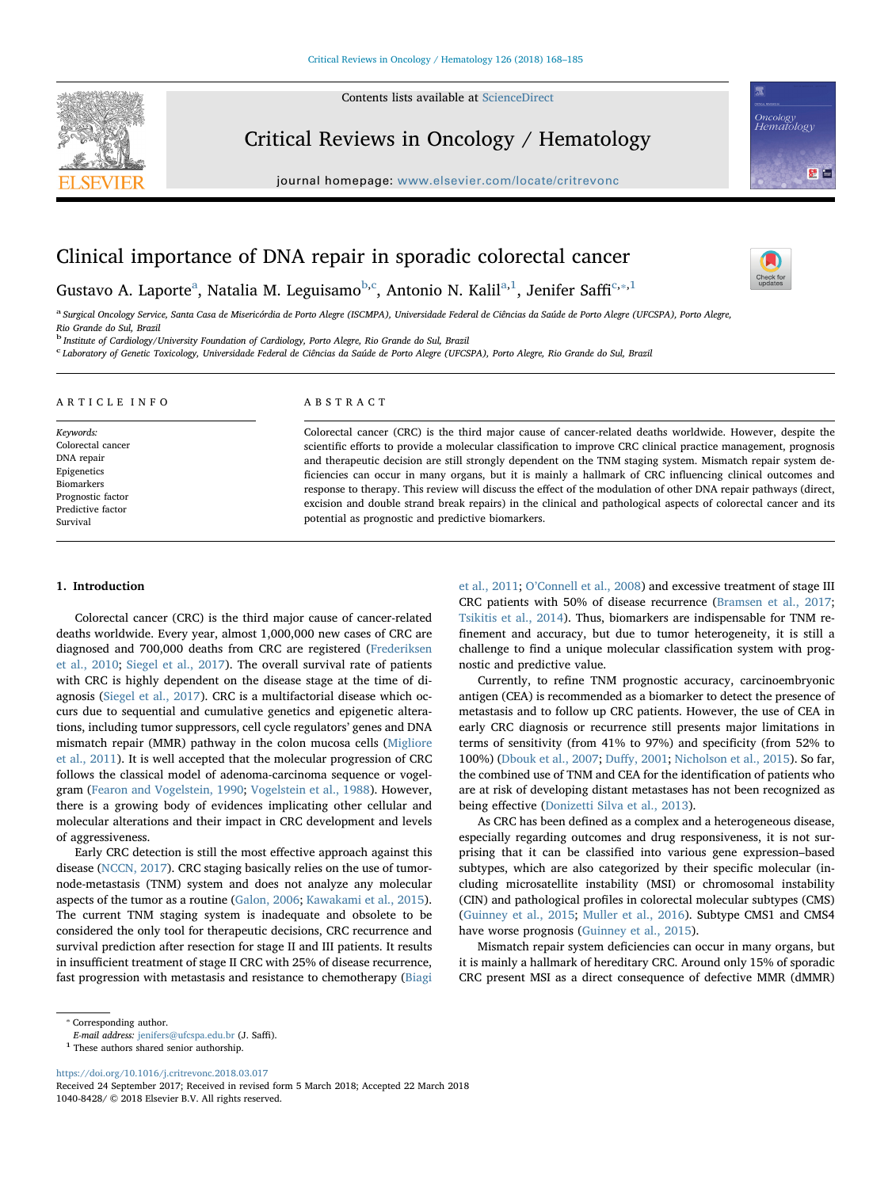# Clinical importance of DNA repair in sporadic colorectal cancer

Gustavo A. Laporte[a], Natalia M. Leguisamo[b,c], Antonio N. Kalil[a,1], Jenifer Saffi[c,*,1]

[a] Surgical Oncology Service, Santa Casa de Misericórdia de Porto Alegre (ISCMPA), Universidade Federal de Ciências da Saúde de Porto Alegre (UFCSPA), Porto Alegre, Rio Grande do Sul, Brazil

[b] Institute of Cardiology/University Foundation of Cardiology, Porto Alegre, Rio Grande do Sul, Brazil

[c] Laboratory of Genetic Toxicology, Universidade Federal de Ciências da Saúde de Porto Alegre (UFCSPA), Porto Alegre, Rio Grande do Sul, Brazil

## ARTICLE INFO

*Keywords:*
Colorectal cancer
DNA repair
Epigenetics
Biomarkers
Prognostic factor
Predictive factor
Survival

## ABSTRACT

Colorectal cancer (CRC) is the third major cause of cancer-related deaths worldwide. However, despite the scientific efforts to provide a molecular classification to improve CRC clinical practice management, prognosis and therapeutic decision are still strongly dependent on the TNM staging system. Mismatch repair system deficiencies can occur in many organs, but it is mainly a hallmark of CRC influencing clinical outcomes and response to therapy. This review will discuss the effect of the modulation of other DNA repair pathways (direct, excision and double strand break repairs) in the clinical and pathological aspects of colorectal cancer and its potential as prognostic and predictive biomarkers.

## 1. Introduction

Colorectal cancer (CRC) is the third major cause of cancer-related deaths worldwide. Every year, almost 1,000,000 new cases of CRC are diagnosed and 700,000 deaths from CRC are registered (Frederiksen et al., 2010; Siegel et al., 2017). The overall survival rate of patients with CRC is highly dependent on the disease stage at the time of diagnosis (Siegel et al., 2017). CRC is a multifactorial disease which occurs due to sequential and cumulative genetics and epigenetic alterations, including tumor suppressors, cell cycle regulators' genes and DNA mismatch repair (MMR) pathway in the colon mucosa cells (Migliore et al., 2011). It is well accepted that the molecular progression of CRC follows the classical model of adenoma-carcinoma sequence or vogelgram (Fearon and Vogelstein, 1990; Vogelstein et al., 1988). However, there is a growing body of evidences implicating other cellular and molecular alterations and their impact in CRC development and levels of aggressiveness.

Early CRC detection is still the most effective approach against this disease (NCCN, 2017). CRC staging basically relies on the use of tumor-node-metastasis (TNM) system and does not analyze any molecular aspects of the tumor as a routine (Galon, 2006; Kawakami et al., 2015). The current TNM staging system is inadequate and obsolete to be considered the only tool for therapeutic decisions, CRC recurrence and survival prediction after resection for stage II and III patients. It results in insufficient treatment of stage II CRC with 25% of disease recurrence, fast progression with metastasis and resistance to chemotherapy (Biagi et al., 2011; O'Connell et al., 2008) and excessive treatment of stage III CRC patients with 50% of disease recurrence (Bramsen et al., 2017; Tsikitis et al., 2014). Thus, biomarkers are indispensable for TNM refinement and accuracy, but due to tumor heterogeneity, it is still a challenge to find a unique molecular classification system with prognostic and predictive value.

Currently, to refine TNM prognostic accuracy, carcinoembryonic antigen (CEA) is recommended as a biomarker to detect the presence of metastasis and to follow up CRC patients. However, the use of CEA in early CRC diagnosis or recurrence still presents major limitations in terms of sensitivity (from 41% to 97%) and specificity (from 52% to 100%) (Dbouk et al., 2007; Duffy, 2001; Nicholson et al., 2015). So far, the combined use of TNM and CEA for the identification of patients who are at risk of developing distant metastases has not been recognized as being effective (Donizetti Silva et al., 2013).

As CRC has been defined as a complex and a heterogeneous disease, especially regarding outcomes and drug responsiveness, it is not surprising that it can be classified into various gene expression–based subtypes, which are also categorized by their specific molecular (including microsatellite instability (MSI) or chromosomal instability (CIN) and pathological profiles in colorectal molecular subtypes (CMS) (Guinney et al., 2015; Muller et al., 2016). Subtype CMS1 and CMS4 have worse prognosis (Guinney et al., 2015).

Mismatch repair system deficiencies can occur in many organs, but it is mainly a hallmark of hereditary CRC. Around only 15% of sporadic CRC present MSI as a direct consequence of defective MMR (dMMR)

* Corresponding author.
*E-mail address:* jenifers@ufcspa.edu.br (J. Saffi).
[1] These authors shared senior authorship.

https://doi.org/10.1016/j.critrevonc.2018.03.017
Received 24 September 2017; Received in revised form 5 March 2018; Accepted 22 March 2018
1040-8428/ © 2018 Elsevier B.V. All rights reserved.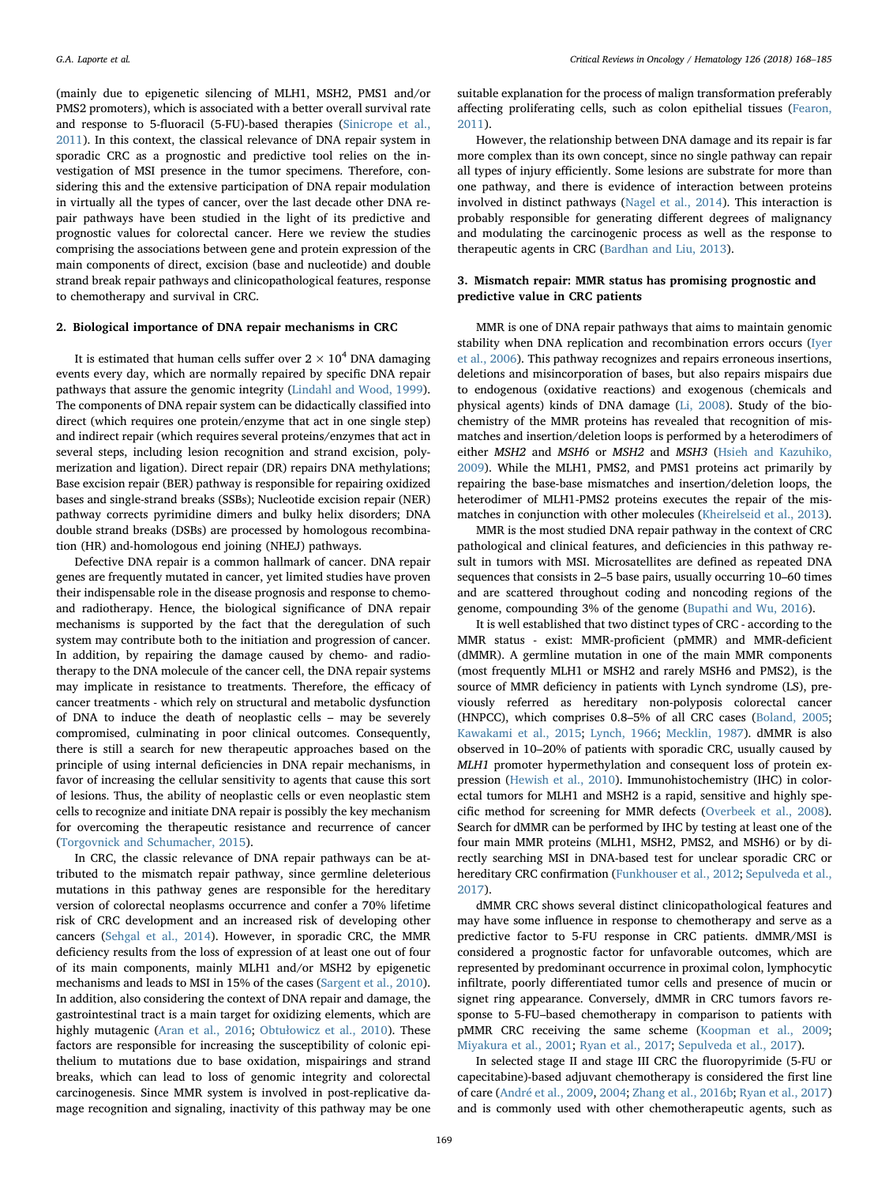(mainly due to epigenetic silencing of MLH1, MSH2, PMS1 and/or PMS2 promoters), which is associated with a better overall survival rate and response to 5-fluoracil (5-FU)-based therapies (Sinicrope et al., 2011). In this context, the classical relevance of DNA repair system in sporadic CRC as a prognostic and predictive tool relies on the investigation of MSI presence in the tumor specimens. Therefore, considering this and the extensive participation of DNA repair modulation in virtually all the types of cancer, over the last decade other DNA repair pathways have been studied in the light of its predictive and prognostic values for colorectal cancer. Here we review the studies comprising the associations between gene and protein expression of the main components of direct, excision (base and nucleotide) and double strand break repair pathways and clinicopathological features, response to chemotherapy and survival in CRC.

## 2. Biological importance of DNA repair mechanisms in CRC

It is estimated that human cells suffer over $2 \times 10^4$ DNA damaging events every day, which are normally repaired by specific DNA repair pathways that assure the genomic integrity (Lindahl and Wood, 1999). The components of DNA repair system can be didactically classified into direct (which requires one protein/enzyme that act in one single step) and indirect repair (which requires several proteins/enzymes that act in several steps, including lesion recognition and strand excision, polymerization and ligation). Direct repair (DR) repairs DNA methylations; Base excision repair (BER) pathway is responsible for repairing oxidized bases and single-strand breaks (SSBs); Nucleotide excision repair (NER) pathway corrects pyrimidine dimers and bulky helix disorders; DNA double strand breaks (DSBs) are processed by homologous recombination (HR) and-homologous end joining (NHEJ) pathways.

Defective DNA repair is a common hallmark of cancer. DNA repair genes are frequently mutated in cancer, yet limited studies have proven their indispensable role in the disease prognosis and response to chemo- and radiotherapy. Hence, the biological significance of DNA repair mechanisms is supported by the fact that the deregulation of such system may contribute both to the initiation and progression of cancer. In addition, by repairing the damage caused by chemo- and radiotherapy to the DNA molecule of the cancer cell, the DNA repair systems may implicate in resistance to treatments. Therefore, the efficacy of cancer treatments - which rely on structural and metabolic dysfunction of DNA to induce the death of neoplastic cells – may be severely compromised, culminating in poor clinical outcomes. Consequently, there is still a search for new therapeutic approaches based on the principle of using internal deficiencies in DNA repair mechanisms, in favor of increasing the cellular sensitivity to agents that cause this sort of lesions. Thus, the ability of neoplastic cells or even neoplastic stem cells to recognize and initiate DNA repair is possibly the key mechanism for overcoming the therapeutic resistance and recurrence of cancer (Torgovnick and Schumacher, 2015).

In CRC, the classic relevance of DNA repair pathways can be attributed to the mismatch repair pathway, since germline deleterious mutations in this pathway genes are responsible for the hereditary version of colorectal neoplasms occurrence and confer a 70% lifetime risk of CRC development and an increased risk of developing other cancers (Sehgal et al., 2014). However, in sporadic CRC, the MMR deficiency results from the loss of expression of at least one out of four of its main components, mainly MLH1 and/or MSH2 by epigenetic mechanisms and leads to MSI in 15% of the cases (Sargent et al., 2010). In addition, also considering the context of DNA repair and damage, the gastrointestinal tract is a main target for oxidizing elements, which are highly mutagenic (Aran et al., 2016; Obtułowicz et al., 2010). These factors are responsible for increasing the susceptibility of colonic epithelium to mutations due to base oxidation, mispairings and strand breaks, which can lead to loss of genomic integrity and colorectal carcinogenesis. Since MMR system is involved in post-replicative damage recognition and signaling, inactivity of this pathway may be one suitable explanation for the process of malign transformation preferably affecting proliferating cells, such as colon epithelial tissues (Fearon, 2011).

However, the relationship between DNA damage and its repair is far more complex than its own concept, since no single pathway can repair all types of injury efficiently. Some lesions are substrate for more than one pathway, and there is evidence of interaction between proteins involved in distinct pathways (Nagel et al., 2014). This interaction is probably responsible for generating different degrees of malignancy and modulating the carcinogenic process as well as the response to therapeutic agents in CRC (Bardhan and Liu, 2013).

## 3. Mismatch repair: MMR status has promising prognostic and predictive value in CRC patients

MMR is one of DNA repair pathways that aims to maintain genomic stability when DNA replication and recombination errors occurs (Iyer et al., 2006). This pathway recognizes and repairs erroneous insertions, deletions and misincorporation of bases, but also repairs mispairs due to endogenous (oxidative reactions) and exogenous (chemicals and physical agents) kinds of DNA damage (Li, 2008). Study of the biochemistry of the MMR proteins has revealed that recognition of mismatches and insertion/deletion loops is performed by a heterodimers of either *MSH2* and *MSH6* or *MSH2* and *MSH3* (Hsieh and Kazuhiko, 2009). While the MLH1, PMS2, and PMS1 proteins act primarily by repairing the base-base mismatches and insertion/deletion loops, the heterodimer of MLH1-PMS2 proteins executes the repair of the mismatches in conjunction with other molecules (Kheirelseid et al., 2013).

MMR is the most studied DNA repair pathway in the context of CRC pathological and clinical features, and deficiencies in this pathway result in tumors with MSI. Microsatellites are defined as repeated DNA sequences that consists in 2–5 base pairs, usually occurring 10–60 times and are scattered throughout coding and noncoding regions of the genome, compounding 3% of the genome (Bupathi and Wu, 2016).

It is well established that two distinct types of CRC - according to the MMR status - exist: MMR-proficient (pMMR) and MMR-deficient (dMMR). A germline mutation in one of the main MMR components (most frequently MLH1 or MSH2 and rarely MSH6 and PMS2), is the source of MMR deficiency in patients with Lynch syndrome (LS), previously referred as hereditary non-polyposis colorectal cancer (HNPCC), which comprises 0.8–5% of all CRC cases (Boland, 2005; Kawakami et al., 2015; Lynch, 1966; Mecklin, 1987). dMMR is also observed in 10–20% of patients with sporadic CRC, usually caused by *MLH1* promoter hypermethylation and consequent loss of protein expression (Hewish et al., 2010). Immunohistochemistry (IHC) in colorectal tumors for MLH1 and MSH2 is a rapid, sensitive and highly specific method for screening for MMR defects (Overbeek et al., 2008). Search for dMMR can be performed by IHC by testing at least one of the four main MMR proteins (MLH1, MSH2, PMS2, and MSH6) or by directly searching MSI in DNA-based test for unclear sporadic CRC or hereditary CRC confirmation (Funkhouser et al., 2012; Sepulveda et al., 2017).

dMMR CRC shows several distinct clinicopathological features and may have some influence in response to chemotherapy and serve as a predictive factor to 5-FU response in CRC patients. dMMR/MSI is considered a prognostic factor for unfavorable outcomes, which are represented by predominant occurrence in proximal colon, lymphocytic infiltrate, poorly differentiated tumor cells and presence of mucin or signet ring appearance. Conversely, dMMR in CRC tumors favors response to 5-FU–based chemotherapy in comparison to patients with pMMR CRC receiving the same scheme (Koopman et al., 2009; Miyakura et al., 2001; Ryan et al., 2017; Sepulveda et al., 2017).

In selected stage II and stage III CRC the fluoropyrimide (5-FU or capecitabine)-based adjuvant chemotherapy is considered the first line of care (André et al., 2009, 2004; Zhang et al., 2016b; Ryan et al., 2017) and is commonly used with other chemotherapeutic agents, such as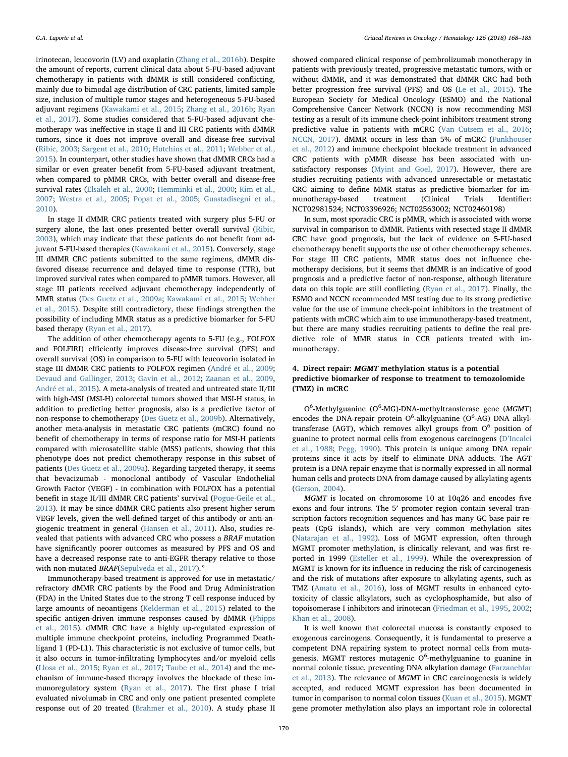irinotecan, leucovorin (LV) and oxaplatin (Zhang et al., 2016b). Despite the amount of reports, current clinical data about 5-FU-based adjuvant chemotherapy in patients with dMMR is still considered conflicting, mainly due to bimodal age distribution of CRC patients, limited sample size, inclusion of multiple tumor stages and heterogeneous 5-FU-based adjuvant regimens (Kawakami et al., 2015; Zhang et al., 2016b; Ryan et al., 2017). Some studies considered that 5-FU-based adjuvant chemotherapy was ineffective in stage II and III CRC patients with dMMR tumors, since it does not improve overall and disease-free survival (Ribic, 2003; Sargent et al., 2010; Hutchins et al., 2011; Webber et al., 2015). In counterpart, other studies have shown that dMMR CRCs had a similar or even greater benefit from 5-FU-based adjuvant treatment, when compared to pMMR CRCs, with better overall and disease-free survival rates (Elsaleh et al., 2000; Hemminki et al., 2000; Kim et al., 2007; Westra et al., 2005; Popat et al., 2005; Guastadisegni et al., 2010).

In stage II dMMR CRC patients treated with surgery plus 5-FU or surgery alone, the last ones presented better overall survival (Ribic, 2003), which may indicate that these patients do not benefit from adjuvant 5-FU-based therapies (Kawakami et al., 2015). Conversely, stage III dMMR CRC patients submitted to the same regimens, dMMR disfavored disease recurrence and delayed time to response (TTR), but improved survival rates when compared to pMMR tumors. However, all stage III patients received adjuvant chemotherapy independently of MMR status (Des Guetz et al., 2009a; Kawakami et al., 2015; Webber et al., 2015). Despite still contradictory, these findings strengthen the possibility of including MMR status as a predictive biomarker for 5-FU based therapy (Ryan et al., 2017).

The addition of other chemotherapy agents to 5-FU (e.g., FOLFOX and FOLFIRI) efficiently improves disease-free survival (DFS) and overall survival (OS) in comparison to 5-FU with leucovorin isolated in stage III dMMR CRC patients to FOLFOX regimen (André et al., 2009; Devaud and Gallinger, 2013; Gavin et al., 2012; Zaanan et al., 2009, André et al., 2015). A meta-analysis of treated and untreated state II/III with high-MSI (MSI-H) colorectal tumors showed that MSI-H status, in addition to predicting better prognosis, also is a predictive factor of non-response to chemotherapy (Des Guetz et al., 2009b). Alternatively, another meta-analysis in metastatic CRC patients (mCRC) found no benefit of chemotherapy in terms of response ratio for MSI-H patients compared with microsatellite stable (MSS) patients, showing that this phenotype does not predict chemotherapy response in this subset of patients (Des Guetz et al., 2009a). Regarding targeted therapy, it seems that bevacizumab - monoclonal antibody of Vascular Endothelial Growth Factor (VEGF) - in combination with FOLFOX has a potential benefit in stage II/III dMMR CRC patients' survival (Pogue-Geile et al., 2013). It may be since dMMR CRC patients also present higher serum VEGF levels, given the well-defined target of this antibody or anti-angiogenic treatment in general (Hansen et al., 2011). Also, studies revealed that patients with advanced CRC who possess a *BRAF* mutation have significantly poorer outcomes as measured by PFS and OS and have a decreased response rate to anti-EGFR therapy relative to those with non-mutated *BRAF*(Sepulveda et al., 2017)."

Immunotherapy-based treatment is approved for use in metastatic/refractory dMMR CRC patients by the Food and Drug Administration (FDA) in the United States due to the strong T cell response induced by large amounts of neoantigens (Kelderman et al., 2015) related to the specific antigen-driven immune responses caused by dMMR (Phipps et al., 2015). dMMR CRC have a highly up-regulated expression of multiple immune checkpoint proteins, including Programmed Death-ligand 1 (PD-L1). This characteristic is not exclusive of tumor cells, but it also occurs in tumor-infiltrating lymphocytes and/or myeloid cells (Llosa et al., 2015; Ryan et al., 2017; Taube et al., 2014) and the mechanism of immune-based therapy involves the blockade of these immunoregulatory system (Ryan et al., 2017). The first phase I trial evaluated nivolumab in CRC and only one patient presented complete response out of 20 treated (Brahmer et al., 2010). A study phase II showed compared clinical response of pembrolizumab monotherapy in patients with previously treated, progressive metastatic tumors, with or without dMMR, and it was demonstrated that dMMR CRC had both better progression free survival (PFS) and OS (Le et al., 2015). The European Society for Medical Oncology (ESMO) and the National Comprehensive Cancer Network (NCCN) is now recommending MSI testing as a result of its immune check-point inhibitors treatment strong predictive value in patients with mCRC (Van Cutsem et al., 2016; NCCN, 2017). dMMR occurs in less than 5% of mCRC (Funkhouser et al., 2012) and immune checkpoint blockade treatment in advanced CRC patients with pMMR disease has been associated with unsatisfactory responses (Myint and Goel, 2017). However, there are studies recruiting patients with advanced unresectable or metastatic CRC aiming to define MMR status as predictive biomarker for immunotherapy-based treatment (Clinical Trials Identifier: NCT02981524; NCT03396926; NCT02563002; NCT02460198)

In sum, most sporadic CRC is pMMR, which is associated with worse survival in comparison to dMMR. Patients with resected stage II dMMR CRC have good prognosis, but the lack of evidence on 5-FU-based chemotherapy benefit supports the use of other chemotherapy schemes. For stage III CRC patients, MMR status does not influence chemotherapy decisions, but it seems that dMMR is an indicative of good prognosis and a predictive factor of non-response, although literature data on this topic are still conflicting (Ryan et al., 2017). Finally, the ESMO and NCCN recommended MSI testing due to its strong predictive value for the use of immune check-point inhibitors in the treatment of patients with mCRC which aim to use immunotherapy-based treatment, but there are many studies recruiting patients to define the real predictive role of MMR status in CCR patients treated with immunotherapy.

## 4. Direct repair: *MGMT* methylation status is a potential predictive biomarker of response to treatment to temozolomide (TMZ) in mCRC

$O^6$-Methylguanine ($O^6$-MG)-DNA-methyltransferase gene (*MGMT*) encodes the DNA-repair protein $O^6$-alkylguanine ($O^6$-AG) DNA alkyltransferase (AGT), which removes alkyl groups from $O^6$ position of guanine to protect normal cells from exogenous carcinogens (D'Incalci et al., 1988; Pegg, 1990). This protein is unique among DNA repair proteins since it acts by itself to eliminate DNA adducts. The AGT protein is a DNA repair enzyme that is normally expressed in all normal human cells and protects DNA from damage caused by alkylating agents (Gerson, 2004).

*MGMT* is located on chromosome 10 at 10q26 and encodes five exons and four introns. The 5′ promoter region contain several transcription factors recognition sequences and has many GC base pair repeats (CpG islands), which are very common methylation sites (Natarajan et al., 1992). Loss of MGMT expression, often through MGMT promoter methylation, is clinically relevant, and was first reported in 1999 (Esteller et al., 1999). While the overexpression of MGMT is known for its influence in reducing the risk of carcinogenesis and the risk of mutations after exposure to alkylating agents, such as TMZ (Amatu et al., 2016), loss of MGMT results in enhanced cytotoxicity of classic alkylators, such as cyclophosphamide, but also of topoisomerase I inhibitors and irinotecan (Friedman et al., 1995, 2002; Khan et al., 2008).

It is well known that colorectal mucosa is constantly exposed to exogenous carcinogens. Consequently, it is fundamental to preserve a competent DNA repairing system to protect normal cells from mutagenesis. MGMT restores mutagenic $O^6$-methylguanine to guanine in normal colonic tissue, preventing DNA alkylation damage (Farzanehfar et al., 2013). The relevance of *MGMT* in CRC carcinogenesis is widely accepted, and reduced MGMT expression has been documented in tumor in comparison to normal colon tissues (Kuan et al., 2015). MGMT gene promoter methylation also plays an important role in colorectal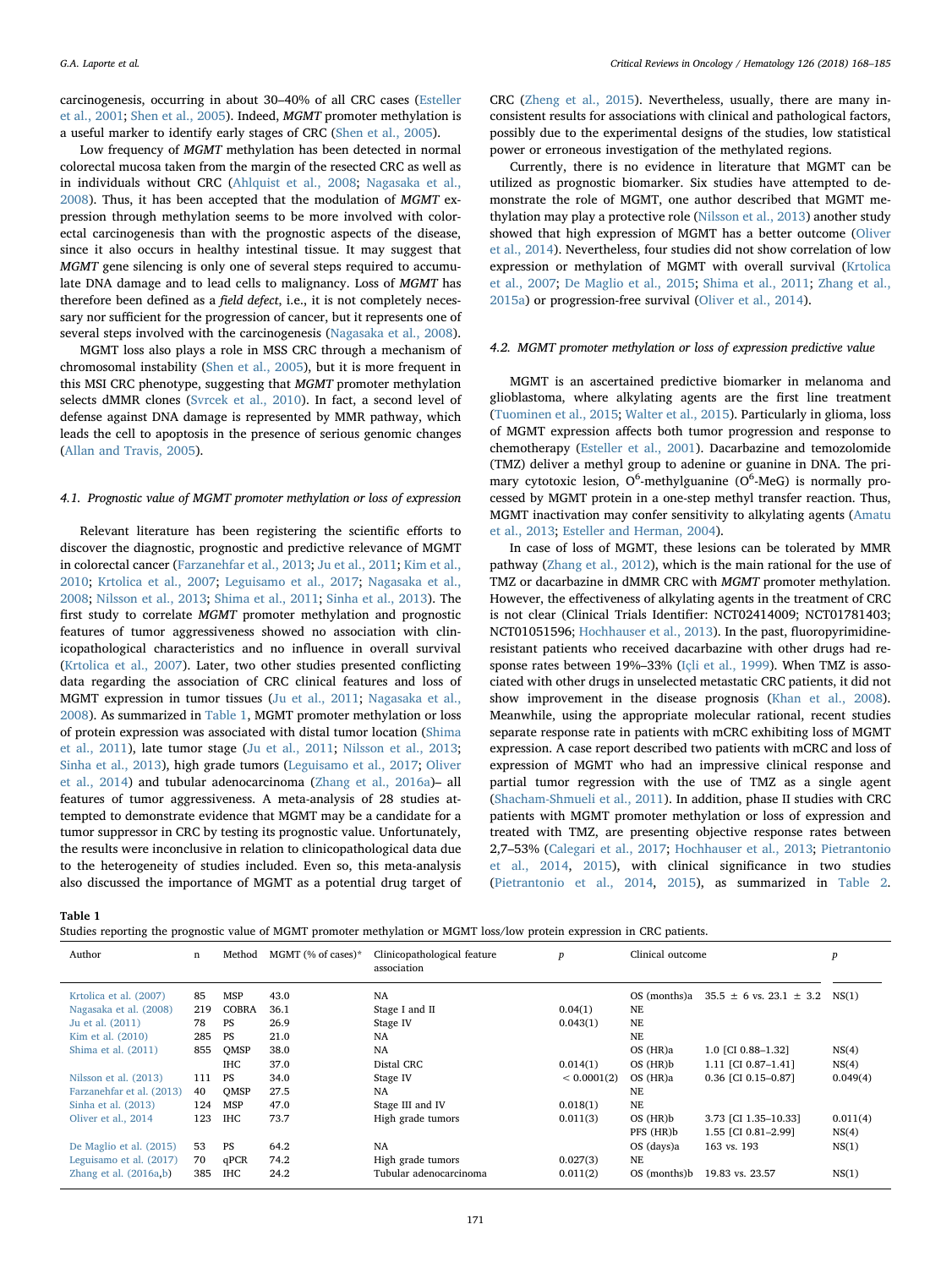carcinogenesis, occurring in about 30–40% of all CRC cases (Esteller et al., 2001; Shen et al., 2005). Indeed, *MGMT* promoter methylation is a useful marker to identify early stages of CRC (Shen et al., 2005).

Low frequency of *MGMT* methylation has been detected in normal colorectal mucosa taken from the margin of the resected CRC as well as in individuals without CRC (Ahlquist et al., 2008; Nagasaka et al., 2008). Thus, it has been accepted that the modulation of *MGMT* expression through methylation seems to be more involved with colorectal carcinogenesis than with the prognostic aspects of the disease, since it also occurs in healthy intestinal tissue. It may suggest that *MGMT* gene silencing is only one of several steps required to accumulate DNA damage and to lead cells to malignancy. Loss of *MGMT* has therefore been defined as a *field defect*, i.e., it is not completely necessary nor sufficient for the progression of cancer, but it represents one of several steps involved with the carcinogenesis (Nagasaka et al., 2008).

MGMT loss also plays a role in MSS CRC through a mechanism of chromosomal instability (Shen et al., 2005), but it is more frequent in this MSI CRC phenotype, suggesting that *MGMT* promoter methylation selects dMMR clones (Svrcek et al., 2010). In fact, a second level of defense against DNA damage is represented by MMR pathway, which leads the cell to apoptosis in the presence of serious genomic changes (Allan and Travis, 2005).

### 4.1. Prognostic value of MGMT promoter methylation or loss of expression

Relevant literature has been registering the scientific efforts to discover the diagnostic, prognostic and predictive relevance of MGMT in colorectal cancer (Farzanehfar et al., 2013; Ju et al., 2011; Kim et al., 2010; Krtolica et al., 2007; Leguisamo et al., 2017; Nagasaka et al., 2008; Nilsson et al., 2013; Shima et al., 2011; Sinha et al., 2013). The first study to correlate *MGMT* promoter methylation and prognostic features of tumor aggressiveness showed no association with clinicopathological characteristics and no influence in overall survival (Krtolica et al., 2007). Later, two other studies presented conflicting data regarding the association of CRC clinical features and loss of MGMT expression in tumor tissues (Ju et al., 2011; Nagasaka et al., 2008). As summarized in Table 1, MGMT promoter methylation or loss of protein expression was associated with distal tumor location (Shima et al., 2011), late tumor stage (Ju et al., 2011; Nilsson et al., 2013; Sinha et al., 2013), high grade tumors (Leguisamo et al., 2017; Oliver et al., 2014) and tubular adenocarcinoma (Zhang et al., 2016a)– all features of tumor aggressiveness. A meta-analysis of 28 studies attempted to demonstrate evidence that MGMT may be a candidate for a tumor suppressor in CRC by testing its prognostic value. Unfortunately, the results were inconclusive in relation to clinicopathological data due to the heterogeneity of studies included. Even so, this meta-analysis also discussed the importance of MGMT as a potential drug target of CRC (Zheng et al., 2015). Nevertheless, usually, there are many inconsistent results for associations with clinical and pathological factors, possibly due to the experimental designs of the studies, low statistical power or erroneous investigation of the methylated regions.

Currently, there is no evidence in literature that MGMT can be utilized as prognostic biomarker. Six studies have attempted to demonstrate the role of MGMT, one author described that MGMT methylation may play a protective role (Nilsson et al., 2013) another study showed that high expression of MGMT has a better outcome (Oliver et al., 2014). Nevertheless, four studies did not show correlation of low expression or methylation of MGMT with overall survival (Krtolica et al., 2007; De Maglio et al., 2015; Shima et al., 2011; Zhang et al., 2015a) or progression-free survival (Oliver et al., 2014).

### 4.2. MGMT promoter methylation or loss of expression predictive value

MGMT is an ascertained predictive biomarker in melanoma and glioblastoma, where alkylating agents are the first line treatment (Tuominen et al., 2015; Walter et al., 2015). Particularly in glioma, loss of MGMT expression affects both tumor progression and response to chemotherapy (Esteller et al., 2001). Dacarbazine and temozolomide (TMZ) deliver a methyl group to adenine or guanine in DNA. The primary cytotoxic lesion, O$^6$-methylguanine (O$^6$-MeG) is normally processed by MGMT protein in a one-step methyl transfer reaction. Thus, MGMT inactivation may confer sensitivity to alkylating agents (Amatu et al., 2013; Esteller and Herman, 2004).

In case of loss of MGMT, these lesions can be tolerated by MMR pathway (Zhang et al., 2012), which is the main rational for the use of TMZ or dacarbazine in dMMR CRC with *MGMT* promoter methylation. However, the effectiveness of alkylating agents in the treatment of CRC is not clear (Clinical Trials Identifier: NCT02414009; NCT01781403; NCT01051596; Hochhauser et al., 2013). In the past, fluoropyrimidine-resistant patients who received dacarbazine with other drugs had response rates between 19%–33% (Içli et al., 1999). When TMZ is associated with other drugs in unselected metastatic CRC patients, it did not show improvement in the disease prognosis (Khan et al., 2008). Meanwhile, using the appropriate molecular rational, recent studies separate response rate in patients with mCRC exhibiting loss of MGMT expression. A case report described two patients with mCRC and loss of expression of MGMT who had an impressive clinical response and partial tumor regression with the use of TMZ as a single agent (Shacham-Shmueli et al., 2011). In addition, phase II studies with CRC patients with MGMT promoter methylation or loss of expression and treated with TMZ, are presenting objective response rates between 2,7–53% (Calegari et al., 2017; Hochhauser et al., 2013; Pietrantonio et al., 2014, 2015), with clinical significance in two studies (Pietrantonio et al., 2014, 2015), as summarized in Table 2.

**Table 1**
Studies reporting the prognostic value of MGMT promoter methylation or MGMT loss/low protein expression in CRC patients.

| Author | n | Method | MGMT (% of cases)* | Clinicopathological feature association | p | Clinical outcome | | p |
|---|---|---|---|---|---|---|---|---|
| Krtolica et al. (2007) | 85 | MSP | 43.0 | NA | | OS (months)a | 35.5 ± 6 vs. 23.1 ± 3.2 | NS(1) |
| Nagasaka et al. (2008) | 219 | COBRA | 36.1 | Stage I and II | 0.04(1) | NE | | |
| Ju et al. (2011) | 78 | PS | 26.9 | Stage IV | 0.043(1) | NE | | |
| Kim et al. (2010) | 285 | PS | 21.0 | NA | | NE | | |
| Shima et al. (2011) | 855 | QMSP | 38.0 | NA | | OS (HR)a | 1.0 [CI 0.88–1.32] | NS(4) |
| | | IHC | 37.0 | Distal CRC | 0.014(1) | OS (HR)b | 1.11 [CI 0.87–1.41] | NS(4) |
| Nilsson et al. (2013) | 111 | PS | 34.0 | Stage IV | < 0.0001(2) | OS (HR)a | 0.36 [CI 0.15–0.87] | 0.049(4) |
| Farzanehfar et al. (2013) | 40 | QMSP | 27.5 | NA | | NE | | |
| Sinha et al. (2013) | 124 | MSP | 47.0 | Stage III and IV | 0.018(1) | NE | | |
| Oliver et al., 2014 | 123 | IHC | 73.7 | High grade tumors | 0.011(3) | OS (HR)b | 3.73 [CI 1.35–10.33] | 0.011(4) |
| | | | | | | PFS (HR)b | 1.55 [CI 0.81–2.99] | NS(4) |
| De Maglio et al. (2015) | 53 | PS | 64.2 | NA | | OS (days)a | 163 vs. 193 | NS(1) |
| Leguisamo et al. (2017) | 70 | qPCR | 74.2 | High grade tumors | 0.027(3) | NE | | |
| Zhang et al. (2016a,b) | 385 | IHC | 24.2 | Tubular adenocarcinoma | 0.011(2) | OS (months)b | 19.83 vs. 23.57 | NS(1) |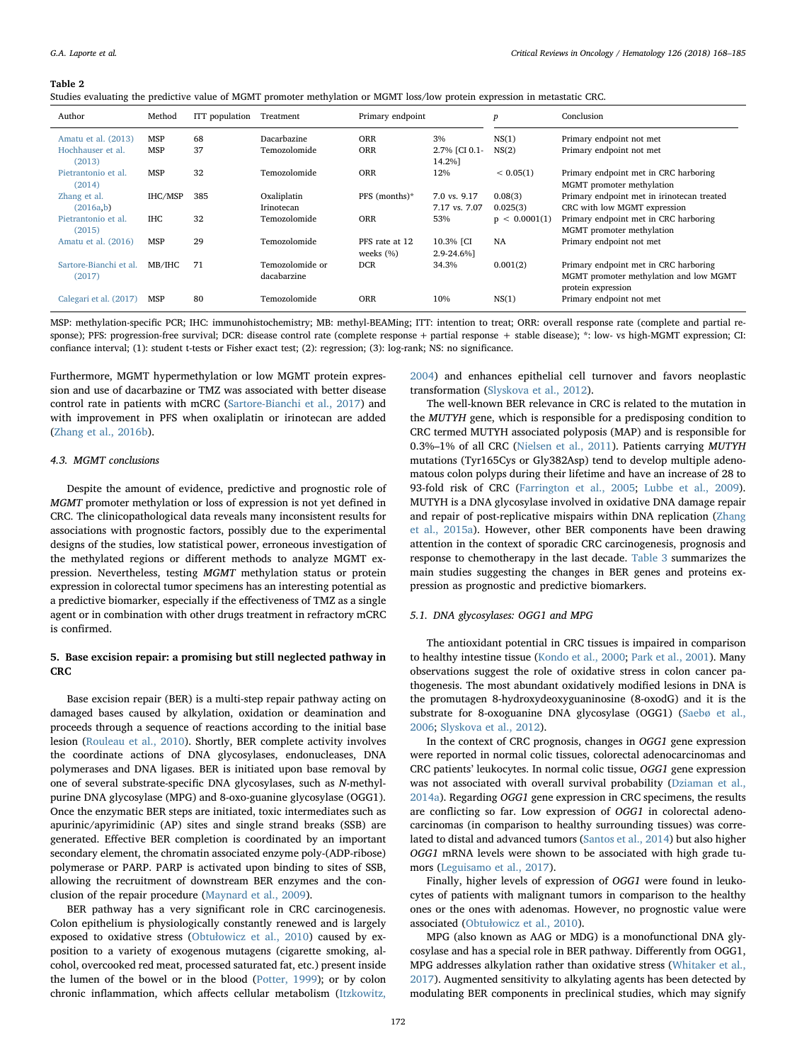**Table 2**
Studies evaluating the predictive value of MGMT promoter methylation or MGMT loss/low protein expression in metastatic CRC.

| Author | Method | ITT population | Treatment | Primary endpoint | | p | Conclusion |
|---|---|---|---|---|---|---|---|
| Amatu et al. (2013) | MSP | 68 | Dacarbazine | ORR | 3% | NS(1) | Primary endpoint not met |
| Hochhauser et al. (2013) | MSP | 37 | Temozolomide | ORR | 2.7% [CI 0.1-14.2%] | NS(2) | Primary endpoint not met |
| Pietrantonio et al. (2014) | MSP | 32 | Temozolomide | ORR | 12% | < 0.05(1) | Primary endpoint met in CRC harboring MGMT promoter methylation |
| Zhang et al. (2016a,b) | IHC/MSP | 385 | Oxaliplatin Irinotecan | PFS (months)* | 7.0 vs. 9.17 7.17 vs. 7.07 | 0.08(3) 0.025(3) | Primary endpoint met in irinotecan treated CRC with low MGMT expression |
| Pietrantonio et al. (2015) | IHC | 32 | Temozolomide | ORR | 53% | p < 0.0001(1) | Primary endpoint met in CRC harboring MGMT promoter methylation |
| Amatu et al. (2016) | MSP | 29 | Temozolomide | PFS rate at 12 weeks (%) | 10.3% [CI 2.9-24.6%] | NA | Primary endpoint not met |
| Sartore-Bianchi et al. (2017) | MB/IHC | 71 | Temozolomide or dacabarzine | DCR | 34.3% | 0.001(2) | Primary endpoint met in CRC harboring MGMT promoter methylation and low MGMT protein expression |
| Calegari et al. (2017) | MSP | 80 | Temozolomide | ORR | 10% | NS(1) | Primary endpoint not met |

MSP: methylation-specific PCR; IHC: immunohistochemistry; MB: methyl-BEAMing; ITT: intention to treat; ORR: overall response rate (complete and partial response); PFS: progression-free survival; DCR: disease control rate (complete response + partial response + stable disease); *: low- vs high-MGMT expression; CI: confiance interval; (1): student t-tests or Fisher exact test; (2): regression; (3): log-rank; NS: no significance.

Furthermore, MGMT hypermethylation or low MGMT protein expression and use of dacarbazine or TMZ was associated with better disease control rate in patients with mCRC (Sartore-Bianchi et al., 2017) and with improvement in PFS when oxaliplatin or irinotecan are added (Zhang et al., 2016b).

### 4.3. MGMT conclusions

Despite the amount of evidence, predictive and prognostic role of *MGMT* promoter methylation or loss of expression is not yet defined in CRC. The clinicopathological data reveals many inconsistent results for associations with prognostic factors, possibly due to the experimental designs of the studies, low statistical power, erroneous investigation of the methylated regions or different methods to analyze MGMT expression. Nevertheless, testing *MGMT* methylation status or protein expression in colorectal tumor specimens has an interesting potential as a predictive biomarker, especially if the effectiveness of TMZ as a single agent or in combination with other drugs treatment in refractory mCRC is confirmed.

## 5. Base excision repair: a promising but still neglected pathway in CRC

Base excision repair (BER) is a multi-step repair pathway acting on damaged bases caused by alkylation, oxidation or deamination and proceeds through a sequence of reactions according to the initial base lesion (Rouleau et al., 2010). Shortly, BER complete activity involves the coordinate actions of DNA glycosylases, endonucleases, DNA polymerases and DNA ligases. BER is initiated upon base removal by one of several substrate-specific DNA glycosylases, such as *N*-methylpurine DNA glycosylase (MPG) and 8-oxo-guanine glycosylase (OGG1). Once the enzymatic BER steps are initiated, toxic intermediates such as apurinic/apyrimidinic (AP) sites and single strand breaks (SSB) are generated. Effective BER completion is coordinated by an important secondary element, the chromatin associated enzyme poly-(ADP-ribose) polymerase or PARP. PARP is activated upon binding to sites of SSB, allowing the recruitment of downstream BER enzymes and the conclusion of the repair procedure (Maynard et al., 2009).

BER pathway has a very significant role in CRC carcinogenesis. Colon epithelium is physiologically constantly renewed and is largely exposed to oxidative stress (Obtułowicz et al., 2010) caused by exposition to a variety of exogenous mutagens (cigarette smoking, alcohol, overcooked red meat, processed saturated fat, etc.) present inside the lumen of the bowel or in the blood (Potter, 1999); or by colon chronic inflammation, which affects cellular metabolism (Itzkowitz, 2004) and enhances epithelial cell turnover and favors neoplastic transformation (Slyskova et al., 2012).

The well-known BER relevance in CRC is related to the mutation in the *MUTYH* gene, which is responsible for a predisposing condition to CRC termed MUTYH associated polyposis (MAP) and is responsible for 0.3%–1% of all CRC (Nielsen et al., 2011). Patients carrying *MUTYH* mutations (Tyr165Cys or Gly382Asp) tend to develop multiple adenomatous colon polyps during their lifetime and have an increase of 28 to 93-fold risk of CRC (Farrington et al., 2005; Lubbe et al., 2009). MUTYH is a DNA glycosylase involved in oxidative DNA damage repair and repair of post-replicative mispairs within DNA replication (Zhang et al., 2015a). However, other BER components have been drawing attention in the context of sporadic CRC carcinogenesis, prognosis and response to chemotherapy in the last decade. Table 3 summarizes the main studies suggesting the changes in BER genes and proteins expression as prognostic and predictive biomarkers.

### 5.1. DNA glycosylases: OGG1 and MPG

The antioxidant potential in CRC tissues is impaired in comparison to healthy intestine tissue (Kondo et al., 2000; Park et al., 2001). Many observations suggest the role of oxidative stress in colon cancer pathogenesis. The most abundant oxidatively modified lesions in DNA is the promutagen 8-hydroxydeoxyguaninosine (8-oxodG) and it is the substrate for 8-oxoguanine DNA glycosylase (OGG1) (Saebø et al., 2006; Slyskova et al., 2012).

In the context of CRC prognosis, changes in *OGG1* gene expression were reported in normal colic tissues, colorectal adenocarcinomas and CRC patients' leukocytes. In normal colic tissue, *OGG1* gene expression was not associated with overall survival probability (Dziaman et al., 2014a). Regarding *OGG1* gene expression in CRC specimens, the results are conflicting so far. Low expression of *OGG1* in colorectal adenocarcinomas (in comparison to healthy surrounding tissues) was correlated to distal and advanced tumors (Santos et al., 2014) but also higher *OGG1* mRNA levels were shown to be associated with high grade tumors (Leguisamo et al., 2017).

Finally, higher levels of expression of *OGG1* were found in leukocytes of patients with malignant tumors in comparison to the healthy ones or the ones with adenomas. However, no prognostic value were associated (Obtułowicz et al., 2010).

MPG (also known as AAG or MDG) is a monofunctional DNA glycosylase and has a special role in BER pathway. Differently from OGG1, MPG addresses alkylation rather than oxidative stress (Whitaker et al., 2017). Augmented sensitivity to alkylating agents has been detected by modulating BER components in preclinical studies, which may signify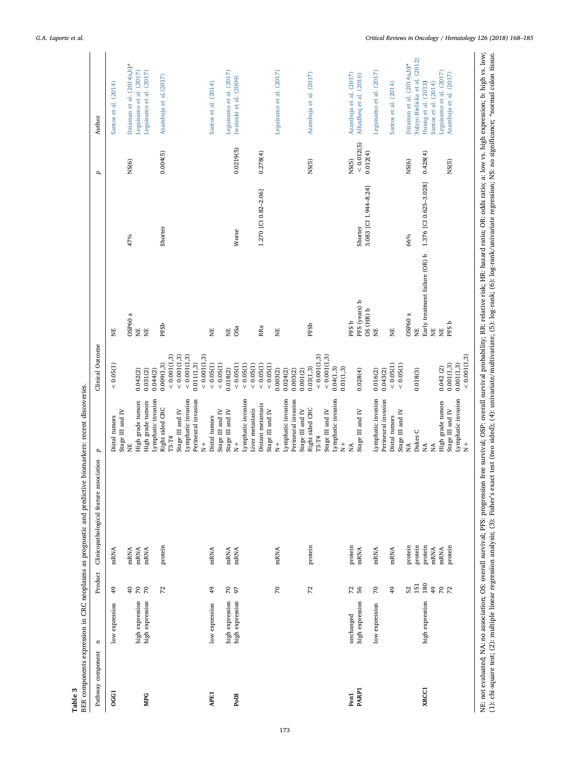**Table 3**
BER components expression in CRC neoplasms as prognostic and predictive biomarkers: recent discoveries.

| Pathway component | | n | Product | Clinicopathological feature association | p | Clinical Outcome | | p | Author |
|---|---|---|---|---|---|---|---|---|---|
| **OGG1** | low expression | 49 | mRNA | Distal tumors | < 0.05(1) | NE | | | Santos et al. (2014) |
| | | | | Stage III and IV | | | | | |
| | | 40 | mRNA | NE | | OSP60 a | 47% | NS(6) | Dziaman et al. (2014a,b)* |
| **MPG** | high expression | 70 | mRNA | High grade tumors | 0.042(2) | NE | | | Leguisamo et al. (2017) |
| | high expression | 70 | mRNA | High grade tumors | 0.031(2) | NE | | | Leguisamo et al. (2017) |
| | | | | Lymphatic invasion | 0.044(2) | | | | |
| | | 72 | protein | Right sided CRC | 0.009(1,3) | PFSb | Shorter | 0.004(5) | Azambuja et al.(2017) |
| | | | | T3-T4 | < 0.001(1,3) | | | | |
| | | | | Stage III and IV | < 0.001(1,3) | | | | |
| | | | | Lymphatic invasion | < 0.001(1,3) | | | | |
| | | | | Perineural invasion | 0.011(1,3) | | | | |
| | | | | N+ | < 0.001(1,3) | | | | |
| **APE1** | low expression | 49 | mRNA | Distal tumors | < 0.05(1) | NE | | | Santos et al. (2014) |
| | | | | Stage III and IV | < 0.05(1) | | | | |
| **PolB** | high expression | 70 | mRNA | Stage III and IV | 0.018(2) | NE | | | Leguisamo et al. (2017) |
| | high expression | 97 | mRNA | N+ | < 0.05(1) | OSa | Worse | 0.0219(5) | Iwatsuki et al. (2009) |
| | | | | Lymphatic invasion | < 0.05(1) | | | | |
| | | | | Liver metastasis | < 0.05(1) | | | | |
| | | | | Distant metastasis | < 0.05(1) | RRa | 1.270 [CI 0.82–2.06] | 0.278(4) | |
| | | | | Stage III and IV | < 0.05(1) | | | | |
| | | 70 | mRNA | N+ | 0.003(2) | NE | | | Leguisamo et al. (2017) |
| | | | | Lymphatic invasion | 0.024(2) | | | | |
| | | | | Perineural invasion | 0.003(2) | | | | |
| | | | | Stage III and IV | 0.001(2) | | | | |
| | | 72 | protein | Right sided CRC | 0.03(1,3) | PFSb | | NS(5) | Azambuja et al. (2017) |
| | | | | T3-T4 | < 0.001(1,3) | | | | |
| | | | | Stage III and IV | < 0.001(1,3) | | | | |
| | | | | Lymphatic invasion | 0.04(1,3) | | | | |
| | | | | N+ | 0.01(1,3) | | | | |
| **Fen1** | unchanged | 72 | protein | NA | | PFS b | | NS(5) | Azambuja et al. (2017) |
| **PARP1** | high expression | 56 | mRNA | Stage III and IV | 0.028(4) | PFS (years) b | Shorter | < 0.012(5) | Alhadheq et al. (2016) |
| | | | | | | OS (HR) b | 3.083 [CI 1.944–8.24] | 0.012(4) | |
| | low expression | 70 | mRNA | Lymphatic invasion | 0.016(2) | NE | | | Leguisamo et al. (2017) |
| | | | | Perineural invasion | 0.043(2) | | | | |
| | | 49 | mRNA | Distal tumors | < 0.05(1) | NE | | | Santos et al. (2014) |
| | | | | Stage III and IV | < 0.05(1) | | | | |
| | | 52 | protein | NA | | OSP60 a | 66% | NS(6) | Dziaman et al. (2014a,b)* |
| **XRCC1** | | 151 | protein | Dukes C | 0.018(3) | NE | | | Sulzyc-Bielicka et al. (2012) |
| | high expression | 180 | protein | NA | | Early treatment failure (OR) b | 1.376 [CI 0.625–3.028] | 0.428(4) | Huang et al. (2013) |
| | | 49 | mRNA | NA | | NE | | | Santos et al. (2014) |
| | | 70 | mRNA | High grade tumors | 0.042 (2) | NE | | | Leguisamo et al. (2017) |
| | | 72 | protein | Stage III and IV | 0.001(1,3) | PFS b | | NS(5) | Azambuja et al. (2017) |
| | | | | Lymphatic invasion | 0.001(1,3) | | | | |
| | | | | N+ | < 0.001(1,3) | | | | |

NE: not evaluated; NA: no association; OS: overall survival; PFS: progression free survival; OSP: overall survival probability; RR: relative risk; HR: hazard ratio; OR: odds ratio; a: low vs. high expression; b: high vs. low; (1): chi-square test; (2): multiple linear regression analysis; (3): Fisher's exact test (two sided); (4): univariate/multivariate regression; (5): log-rank; (6): log-rank/univariate regression; NS: no significance; *normal colon tissue.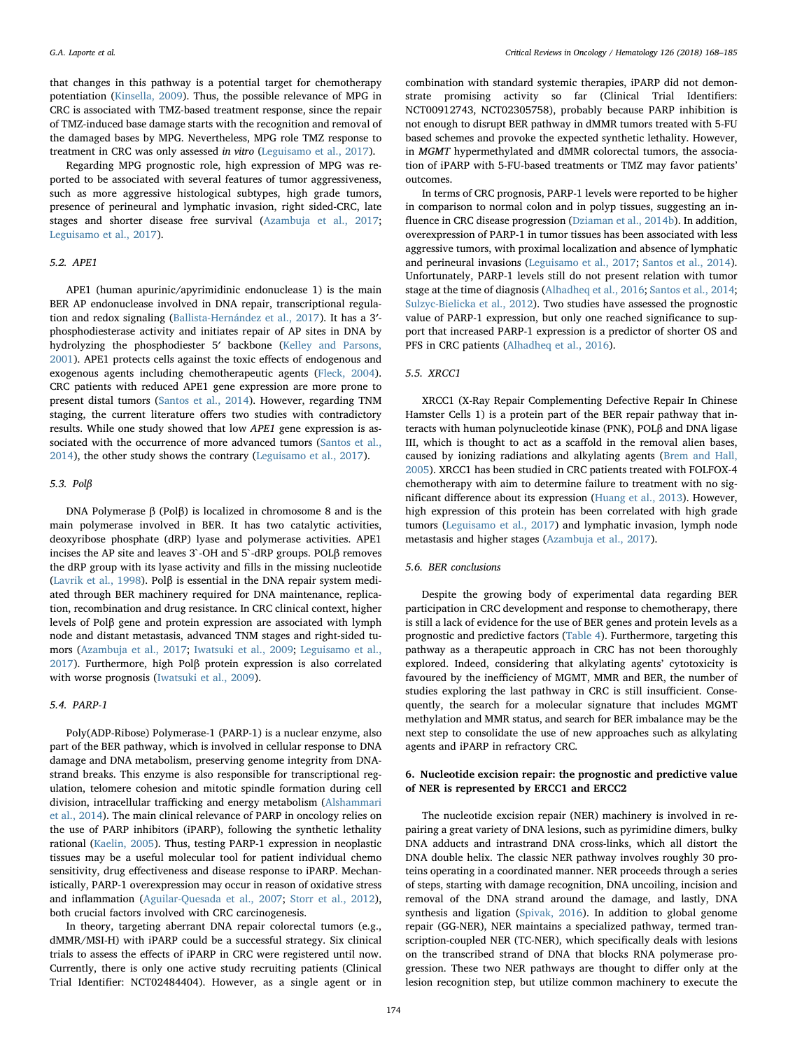that changes in this pathway is a potential target for chemotherapy potentiation (Kinsella, 2009). Thus, the possible relevance of MPG in CRC is associated with TMZ-based treatment response, since the repair of TMZ-induced base damage starts with the recognition and removal of the damaged bases by MPG. Nevertheless, MPG role TMZ response to treatment in CRC was only assessed *in vitro* (Leguisamo et al., 2017).

Regarding MPG prognostic role, high expression of MPG was reported to be associated with several features of tumor aggressiveness, such as more aggressive histological subtypes, high grade tumors, presence of perineural and lymphatic invasion, right sided-CRC, late stages and shorter disease free survival (Azambuja et al., 2017; Leguisamo et al., 2017).

### 5.2. APE1

APE1 (human apurinic/apyrimidinic endonuclease 1) is the main BER AP endonuclease involved in DNA repair, transcriptional regulation and redox signaling (Ballista-Hernández et al., 2017). It has a 3′-phosphodiesterase activity and initiates repair of AP sites in DNA by hydrolyzing the phosphodiester 5′ backbone (Kelley and Parsons, 2001). APE1 protects cells against the toxic effects of endogenous and exogenous agents including chemotherapeutic agents (Fleck, 2004). CRC patients with reduced APE1 gene expression are more prone to present distal tumors (Santos et al., 2014). However, regarding TNM staging, the current literature offers two studies with contradictory results. While one study showed that low *APE1* gene expression is associated with the occurrence of more advanced tumors (Santos et al., 2014), the other study shows the contrary (Leguisamo et al., 2017).

### 5.3. Polβ

DNA Polymerase β (Polβ) is localized in chromosome 8 and is the main polymerase involved in BER. It has two catalytic activities, deoxyribose phosphate (dRP) lyase and polymerase activities. APE1 incises the AP site and leaves 3`-OH and 5`-dRP groups. POLβ removes the dRP group with its lyase activity and fills in the missing nucleotide (Lavrik et al., 1998). Polβ is essential in the DNA repair system mediated through BER machinery required for DNA maintenance, replication, recombination and drug resistance. In CRC clinical context, higher levels of Polβ gene and protein expression are associated with lymph node and distant metastasis, advanced TNM stages and right-sided tumors (Azambuja et al., 2017; Iwatsuki et al., 2009; Leguisamo et al., 2017). Furthermore, high Polβ protein expression is also correlated with worse prognosis (Iwatsuki et al., 2009).

### 5.4. PARP-1

Poly(ADP-Ribose) Polymerase-1 (PARP-1) is a nuclear enzyme, also part of the BER pathway, which is involved in cellular response to DNA damage and DNA metabolism, preserving genome integrity from DNA-strand breaks. This enzyme is also responsible for transcriptional regulation, telomere cohesion and mitotic spindle formation during cell division, intracellular trafficking and energy metabolism (Alshammari et al., 2014). The main clinical relevance of PARP in oncology relies on the use of PARP inhibitors (iPARP), following the synthetic lethality rational (Kaelin, 2005). Thus, testing PARP-1 expression in neoplastic tissues may be a useful molecular tool for patient individual chemo sensitivity, drug effectiveness and disease response to iPARP. Mechanistically, PARP-1 overexpression may occur in reason of oxidative stress and inflammation (Aguilar-Quesada et al., 2007; Storr et al., 2012), both crucial factors involved with CRC carcinogenesis.

In theory, targeting aberrant DNA repair colorectal tumors (e.g., dMMR/MSI-H) with iPARP could be a successful strategy. Six clinical trials to assess the effects of iPARP in CRC were registered until now. Currently, there is only one active study recruiting patients (Clinical Trial Identifier: NCT02484404). However, as a single agent or in combination with standard systemic therapies, iPARP did not demonstrate promising activity so far (Clinical Trial Identifiers: NCT00912743, NCT02305758), probably because PARP inhibition is not enough to disrupt BER pathway in dMMR tumors treated with 5-FU based schemes and provoke the expected synthetic lethality. However, in *MGMT* hypermethylated and dMMR colorectal tumors, the association of iPARP with 5-FU-based treatments or TMZ may favor patients' outcomes.

In terms of CRC prognosis, PARP-1 levels were reported to be higher in comparison to normal colon and in polyp tissues, suggesting an influence in CRC disease progression (Dziaman et al., 2014b). In addition, overexpression of PARP-1 in tumor tissues has been associated with less aggressive tumors, with proximal localization and absence of lymphatic and perineural invasions (Leguisamo et al., 2017; Santos et al., 2014). Unfortunately, PARP-1 levels still do not present relation with tumor stage at the time of diagnosis (Alhadheq et al., 2016; Santos et al., 2014; Sulzyc-Bielicka et al., 2012). Two studies have assessed the prognostic value of PARP-1 expression, but only one reached significance to support that increased PARP-1 expression is a predictor of shorter OS and PFS in CRC patients (Alhadheq et al., 2016).

### 5.5. XRCC1

XRCC1 (X-Ray Repair Complementing Defective Repair In Chinese Hamster Cells 1) is a protein part of the BER repair pathway that interacts with human polynucleotide kinase (PNK), POLβ and DNA ligase III, which is thought to act as a scaffold in the removal alien bases, caused by ionizing radiations and alkylating agents (Brem and Hall, 2005). XRCC1 has been studied in CRC patients treated with FOLFOX-4 chemotherapy with aim to determine failure to treatment with no significant difference about its expression (Huang et al., 2013). However, high expression of this protein has been correlated with high grade tumors (Leguisamo et al., 2017) and lymphatic invasion, lymph node metastasis and higher stages (Azambuja et al., 2017).

### 5.6. BER conclusions

Despite the growing body of experimental data regarding BER participation in CRC development and response to chemotherapy, there is still a lack of evidence for the use of BER genes and protein levels as a prognostic and predictive factors (Table 4). Furthermore, targeting this pathway as a therapeutic approach in CRC has not been thoroughly explored. Indeed, considering that alkylating agents' cytotoxicity is favoured by the inefficiency of MGMT, MMR and BER, the number of studies exploring the last pathway in CRC is still insufficient. Consequently, the search for a molecular signature that includes MGMT methylation and MMR status, and search for BER imbalance may be the next step to consolidate the use of new approaches such as alkylating agents and iPARP in refractory CRC.

## 6. Nucleotide excision repair: the prognostic and predictive value of NER is represented by ERCC1 and ERCC2

The nucleotide excision repair (NER) machinery is involved in repairing a great variety of DNA lesions, such as pyrimidine dimers, bulky DNA adducts and intrastrand DNA cross-links, which all distort the DNA double helix. The classic NER pathway involves roughly 30 proteins operating in a coordinated manner. NER proceeds through a series of steps, starting with damage recognition, DNA uncoiling, incision and removal of the DNA strand around the damage, and lastly, DNA synthesis and ligation (Spivak, 2016). In addition to global genome repair (GG-NER), NER maintains a specialized pathway, termed transcription-coupled NER (TC-NER), which specifically deals with lesions on the transcribed strand of DNA that blocks RNA polymerase progression. These two NER pathways are thought to differ only at the lesion recognition step, but utilize common machinery to execute the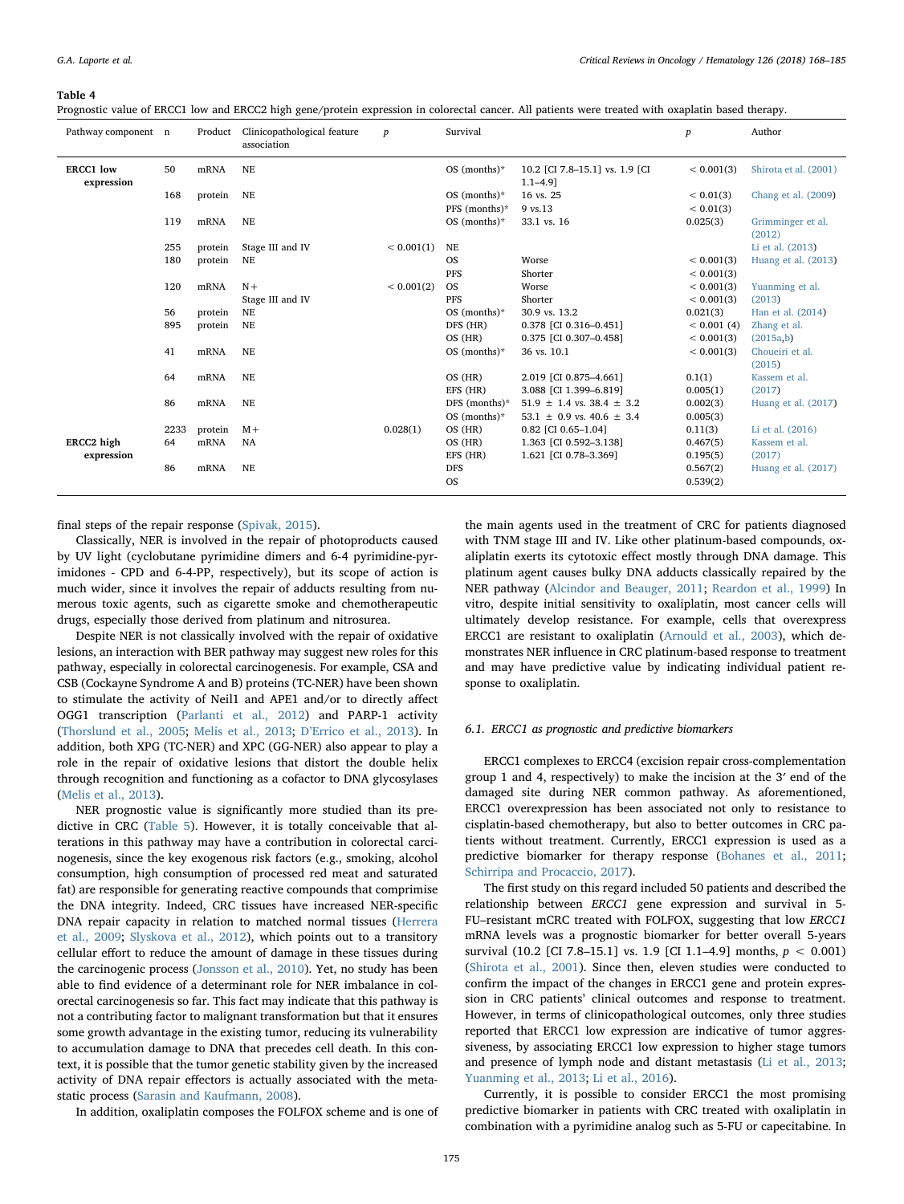**Table 4**

Prognostic value of ERCC1 low and ERCC2 high gene/protein expression in colorectal cancer. All patients were treated with oxaplatin based therapy.

| Pathway component | n | Product | Clinicopathological feature association | p | Survival | | p | Author |
|---|---|---|---|---|---|---|---|---|
| **ERCC1 low expression** | 50 | mRNA | NE | | OS (months)* | 10.2 [CI 7.8–15.1] vs. 1.9 [CI 1.1–4.9] | < 0.001(3) | Shirota et al. (2001) |
| | 168 | protein | NE | | OS (months)* | 16 vs. 25 | < 0.01(3) | Chang et al. (2009) |
| | | | | | PFS (months)* | 9 vs.13 | < 0.01(3) | |
| | 119 | mRNA | NE | | OS (months)* | 33.1 vs. 16 | 0.025(3) | Grimminger et al. (2012) |
| | 255 | protein | Stage III and IV | < 0.001(1) | NE | | | Li et al. (2013) |
| | 180 | protein | NE | | OS | Worse | < 0.001(3) | Huang et al. (2013) |
| | | | | | PFS | Shorter | < 0.001(3) | |
| | 120 | mRNA | N+ | < 0.001(2) | OS | Worse | < 0.001(3) | Yuanming et al. (2013) |
| | | | Stage III and IV | | PFS | Shorter | < 0.001(3) | |
| | 56 | protein | NE | | OS (months)* | 30.9 vs. 13.2 | 0.021(3) | Han et al. (2014) |
| | 895 | protein | NE | | DFS (HR) | 0.378 [CI 0.316–0.451] | < 0.001 (4) | Zhang et al. (2015a,b) |
| | | | | | OS (HR) | 0.375 [CI 0.307–0.458] | < 0.001(3) | |
| | 41 | mRNA | NE | | OS (months)* | 36 vs. 10.1 | < 0.001(3) | Choueiri et al. (2015) |
| | 64 | mRNA | NE | | OS (HR) | 2.019 [CI 0.875–4.661] | 0.1(1) | Kassem et al. (2017) |
| | | | | | EFS (HR) | 3.088 [CI 1.399–6.819] | 0.005(1) | |
| | 86 | mRNA | NE | | DFS (months)* | 51.9 ± 1.4 vs. 38.4 ± 3.2 | 0.002(3) | Huang et al. (2017) |
| | | | | | OS (months)* | 53.1 ± 0.9 vs. 40.6 ± 3.4 | 0.005(3) | |
| | 2233 | protein | M+ | 0.028(1) | OS (HR) | 0.82 [CI 0.65–1.04] | 0.11(3) | Li et al. (2016) |
| **ERCC2 high expression** | 64 | mRNA | NA | | OS (HR) | 1.363 [CI 0.592–3.138] | 0.467(5) | Kassem et al. (2017) |
| | | | | | EFS (HR) | 1.621 [CI 0.78–3.369] | 0.195(5) | |
| | 86 | mRNA | NE | | DFS | | 0.567(2) | Huang et al. (2017) |
| | | | | | OS | | 0.539(2) | |

final steps of the repair response (Spivak, 2015).

Classically, NER is involved in the repair of photoproducts caused by UV light (cyclobutane pyrimidine dimers and 6-4 pyrimidine-pyrimidones - CPD and 6-4-PP, respectively), but its scope of action is much wider, since it involves the repair of adducts resulting from numerous toxic agents, such as cigarette smoke and chemotherapeutic drugs, especially those derived from platinum and nitrosurea.

Despite NER is not classically involved with the repair of oxidative lesions, an interaction with BER pathway may suggest new roles for this pathway, especially in colorectal carcinogenesis. For example, CSA and CSB (Cockayne Syndrome A and B) proteins (TC-NER) have been shown to stimulate the activity of Neil1 and APE1 and/or to directly affect OGG1 transcription (Parlanti et al., 2012) and PARP-1 activity (Thorslund et al., 2005; Melis et al., 2013; D'Errico et al., 2013). In addition, both XPG (TC-NER) and XPC (GG-NER) also appear to play a role in the repair of oxidative lesions that distort the double helix through recognition and functioning as a cofactor to DNA glycosylases (Melis et al., 2013).

NER prognostic value is significantly more studied than its predictive in CRC (Table 5). However, it is totally conceivable that alterations in this pathway may have a contribution in colorectal carcinogenesis, since the key exogenous risk factors (e.g., smoking, alcohol consumption, high consumption of processed red meat and saturated fat) are responsible for generating reactive compounds that comprimise the DNA integrity. Indeed, CRC tissues have increased NER-specific DNA repair capacity in relation to matched normal tissues (Herrera et al., 2009; Slyskova et al., 2012), which points out to a transitory cellular effort to reduce the amount of damage in these tissues during the carcinogenic process (Jonsson et al., 2010). Yet, no study has been able to find evidence of a determinant role for NER imbalance in colorectal carcinogenesis so far. This fact may indicate that this pathway is not a contributing factor to malignant transformation but that it ensures some growth advantage in the existing tumor, reducing its vulnerability to accumulation damage to DNA that precedes cell death. In this context, it is possible that the tumor genetic stability given by the increased activity of DNA repair effectors is actually associated with the metastatic process (Sarasin and Kaufmann, 2008).

In addition, oxaliplatin composes the FOLFOX scheme and is one of the main agents used in the treatment of CRC for patients diagnosed with TNM stage III and IV. Like other platinum-based compounds, oxaliplatin exerts its cytotoxic effect mostly through DNA damage. This platinum agent causes bulky DNA adducts classically repaired by the NER pathway (Alcindor and Beauger, 2011; Reardon et al., 1999) In vitro, despite initial sensitivity to oxaliplatin, most cancer cells will ultimately develop resistance. For example, cells that overexpress ERCC1 are resistant to oxaliplatin (Arnould et al., 2003), which demonstrates NER influence in CRC platinum-based response to treatment and may have predictive value by indicating individual patient response to oxaliplatin.

### 6.1. ERCC1 as prognostic and predictive biomarkers

ERCC1 complexes to ERCC4 (excision repair cross-complementation group 1 and 4, respectively) to make the incision at the 3′ end of the damaged site during NER common pathway. As aforementioned, ERCC1 overexpression has been associated not only to resistance to cisplatin-based chemotherapy, but also to better outcomes in CRC patients without treatment. Currently, ERCC1 expression is used as a predictive biomarker for therapy response (Bohanes et al., 2011; Schirripa and Procaccio, 2017).

The first study on this regard included 50 patients and described the relationship between *ERCC1* gene expression and survival in 5-FU–resistant mCRC treated with FOLFOX, suggesting that low *ERCC1* mRNA levels was a prognostic biomarker for better overall 5-years survival (10.2 [CI 7.8–15.1] vs. 1.9 [CI 1.1–4.9] months, $p < 0.001$) (Shirota et al., 2001). Since then, eleven studies were conducted to confirm the impact of the changes in ERCC1 gene and protein expression in CRC patients' clinical outcomes and response to treatment. However, in terms of clinicopathological outcomes, only three studies reported that ERCC1 low expression are indicative of tumor aggressiveness, by associating ERCC1 low expression to higher stage tumors and presence of lymph node and distant metastasis (Li et al., 2013; Yuanming et al., 2013; Li et al., 2016).

Currently, it is possible to consider ERCC1 the most promising predictive biomarker in patients with CRC treated with oxaliplatin in combination with a pyrimidine analog such as 5-FU or capecitabine. In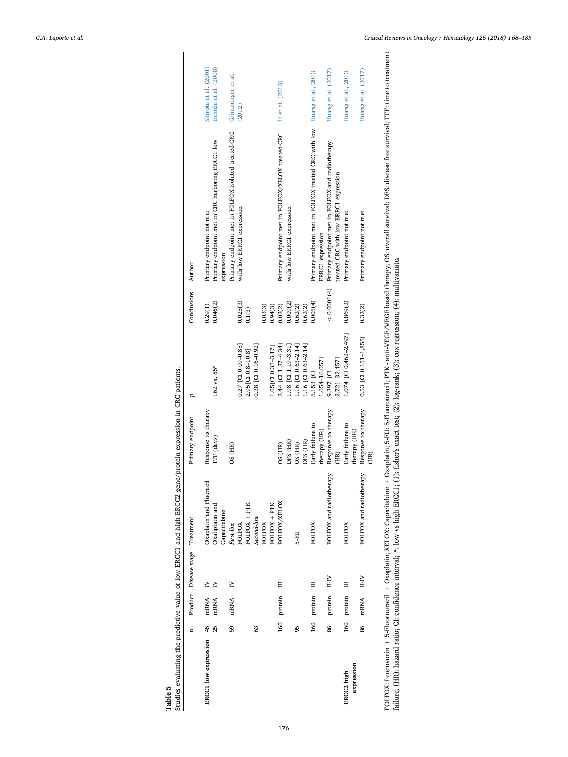**Table 5**

Studies evaluating the predictive value of low ERCC1 and high ERCC2 gene/protein expression in CRC patients.

| | n | Product | Disease stage | Treatment | Primary endpoint | p | Conclusions | Author |
|---|---|---|---|---|---|---|---|---|
| **ERCC1 low expression** | 45 | mRNA | IV | Oxaplatin and Fluoracil | Response to therapy | | 0.29(1) | Primary endpoint not met | Shirota et al. (2001) |
| | 25 | mRNA | IV | Oxaliplatin and Capecitabine | TTF (days) | 162 vs. 85* | 0.046(2) | Primary endpoint met in CRC harboring ERCC1 low expression | Uchida et al. (2008) |
| | 59 | mRNA | IV | *First-line* FOLFOX | OS (HR) | 0.27 [CI 0.09–0.85] | 0.025(3) | Primary endpoint met in FOLFOX isolated treated-CRC with low ERRC1 expression | Grimminger et al. (2012) |
| | | | | FOLFOX + PTK | | 2.95[CI 0.8–10.8] | 0.1(3) | | |
| | 63 | | | *Second-line* FOLFOX | | 0.38 [CI 0.16–0.92] | 0.03(3) | | |
| | | | | FOLFOX + PTK | | 1.05[CI 0.35–3.17] | 0.94(3) | | |
| | 160 | protein | III | FOLFOX/XELOX | OS (HR) | 2.44 [CI 1.37–4.34] | 0.02(2) | Primary endpoint met in FOLFOX/XELOX treated-CRC with low ERRC1 expression | Li et al. (2013) |
| | | | | | DFS (HR) | 1.98 [CI 1.19–3.31] | 0.009(2) | | |
| | 95 | | | 5-FU | OS (HR) | 1.16 [CI 0.63–2.14] | 0.62(2) | | |
| | | | | | DFS (HR) | 1.16 [CI 0.63–2.14] | 0.62(2) | | |
| | 160 | protein | III | FOLFOX | Early failure to therapy (HR) | 5.153 [CI 1.654–16.057] | 0.005(4) | Primary endpoint met in FOLFOX treated CRC with low ERRC1 expression | Huang et al., 2013 |
| | 86 | protein | II-IV | FOLFOX and radiotherapy | Response to therapy (HR) | 9.397 [CI 2.721–32.457] | < 0.0001(4) | Primary endpoint met in FOLFOX and radiotherapy treated CRC with low ERRC1 expression | Huang et al. (2017) |
| **ERCC2 high expression** | 160 | protein | III | FOLFOX | Early failure to therapy (HR) | 1.074 [CI 0.462–2.497] | 0.869(2) | Primary endpoint not met | Huang et al., 2013 |
| | 86 | mRNA | II-IV | FOLFOX and radiotherapy | Response to therapy (HR) | 0.53 [CI 0.151–1,855] | 0.32(2) | Primary endpoint not met | Huang et al. (2017) |

FOLFOX: Leucovorin + 5-Fluorouracil + Oxaplatin; XELOX: Capecitabine + Oxaplatin; 5-FU: 5-Fluorouracil; PTK - anti-VEGF/VEGF based therapy; OS: overall survival; DFS: disease free survival; TTF: time to treatment failure; (HR): hazard ratio; CI: confidence interval; *: low vs high ERCC1; (1): fisher's exact test; (2): log-rank; (3): cox regression; (4): multivariate.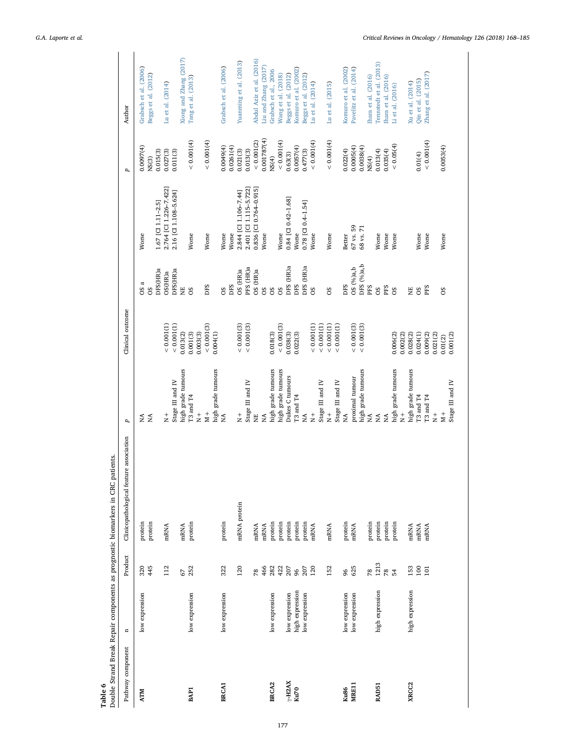**Table 6**
Double Strand Break Repair components as prognostic biomarkers in CRC patients.

| Pathway component | n | Product | Clinicopathological feature association | p | Clinical outcome | | | p | Author |
|---|---|---|---|---|---|---|---|---|---|
| ATM | low expression | 320 | protein | NA | | OS a | Worse | 0.0097(4) | Grabsch et al. (2006) |
| | | 445 | protein | NA | | OS | | NS(3) | Beggs et al. (2012) |
| | | 112 | mRNA | N+ | < 0.001(1) | DFS(HR)a | 1.67 [CI 1.11–2.5] | 0.015(3) | Lu et al. (2014) |
| | | | | Stage III and IV | < 0.001(1) | OS(HR)a | 2.764 [CI 1.226–7.422] | 0.027(3) | |
| | | | | high grade tumours | 0.013(2) | DFS(HR)a | 2.16 [CI 1.108–5.624] | 0.011(3) | |
| | | 67 | mRNA | | | NE | | | Xiong and Zhang (2017) |
| BAP1 | low expression | 252 | protein | T3 and T4 | 0.001(3) | OS | Worse | < 0.001(4) | Tang et al. (2013) |
| | | | | N+ | 0.003(3) | | | | |
| | | | | M+ | < 0.001(3) | DFS | Worse | < 0.001(4) | |
| | | | | high grade tumours | 0.004(1) | | | | |
| BRCA1 | low expression | 322 | protein | NA | | OS | Worse | 0.0049(4) | Grabsch et al. (2006) |
| | | | | | | DFS | Worse | 0.0261(4) | |
| | | 120 | mRNA protein | N+ | < 0.001(3) | OS (HR)a | 2.844 [CI 1.106–7.44] | 0.021(3) | Yuanming et al. (2013) |
| | | | | Stage III and IV | < 0.001(3) | PFS (HR)a | 2.401 [CI 1.115–5.722] | 0.013(3) | |
| | | 78 | mRNA | NE | | OS (HR)a | 0.836 [CI 0.764–0.915] | < 0.001(2) | Abdul Aziz et al. (2016) |
| | | 466 | mRNA | NA | | OS | Worse | 0.001787(4) | Liu and Zhang (2017) |
| BRCA2 | low expression | 282 | protein | high grade tumours | 0.018(3) | OS | | NS(4) | Grabsch et al., 2006 |
| | | 422 | protein | high grade tumours | < 0.001(3) | OS | Worse | < 0.001(4) | Wang et al. (2018) |
| γ-H2AX | low expression | 207 | protein | Dukes C tumours | 0.038(3) | DFS (HR)a | 0.84 [CI 0.42–1.68] | 0.63(3) | Beggs et al. (2012) |
| Ku70 | high expression | 96 | protein | T3 and T4 | 0.022(3) | DFS | Worse | 0.0057(4) | Komuro et al. (2002) |
| | low expression | 207 | protein | NA | | DFS (HR)a | 0.78 [CI 0.4–1.54] | 0.477(3) | Beggs et al. (2012) |
| | | 120 | mRNA | N+ | < 0.001(1) | OS | Worse | < 0.001(4) | Lu et al. (2014) |
| | | | | Stage III and IV | < 0.001(1) | | | | |
| | | 152 | mRNA | N+ | < 0.001(1) | OS | Worse | < 0.001(4) | Lu et al. (2015) |
| | | | | Stage III and IV | < 0.001(1) | | | | |
| Ku86 | low expression | 96 | protein | NA | | DFS | Better | 0.022(4) | Komuro et al. (2002) |
| MRE11 | low expression | 625 | mRNA | proximal tumour | < 0.001(3) | OS (%)a,b | 67 vs. 59 | 0.0005(4) | Pavelitz et al. (2014) |
| | | | | high grade tumours | < 0.001(3) | DFS (%)a,b | 68 vs. 71 | 0.0038(4) | |
| | | 78 | protein | NA | | PFS | | NS(4) | Ihara et al. (2016) |
| RAD51 | high expression | 1213 | protein | NA | | OS | Worse | 0.013(4) | Tennstedt et al. (2013) |
| | | 78 | protein | NA | | PFS | Worse | 0.035(4) | Ihara et al. (2016) |
| | | 54 | protein | high grade tumours | 0.006(2) | OS | Worse | < 0.05(4) | Li et al. (2016) |
| | | | | N+ | 0.002(2) | | | | |
| XRCC2 | high expression | 153 | mRNA | high grade tumours | 0.028(2) | NE | | | Xu et al. (2014) |
| | | 100 | mRNA | T3 and T4 | 0.024(1) | OS | Worse | 0.01(4) | Qin et al. (2015) |
| | | 101 | mRNA | T3 and T4 | 0.009(2) | PFS | Worse | < 0.001(4) | Zhang et al. (2017) |
| | | | | N+ | 0.021(2) | | | | |
| | | | | M+ | 0.01(2) | OS | Worse | 0.0053(4) | |
| | | | | Stage III and IV | 0.001(2) | | | | |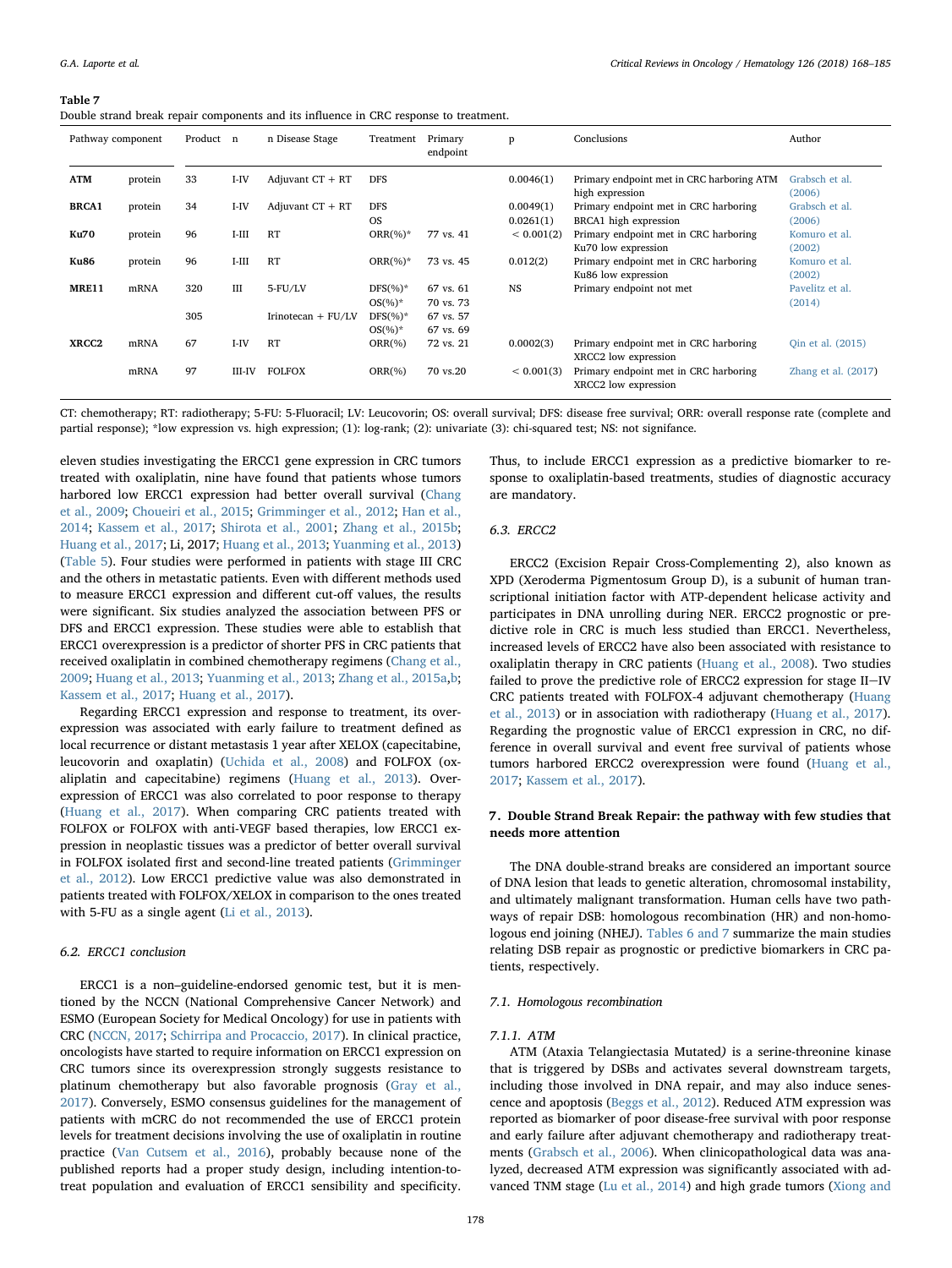**Table 7**
Double strand break repair components and its influence in CRC response to treatment.

| Pathway component | | Product | n | n Disease Stage | Treatment | Primary endpoint | p | Conclusions | Author |
|---|---|---|---|---|---|---|---|---|---|
| **ATM** | protein | 33 | I-IV | Adjuvant CT + RT | DFS | | 0.0046(1) | Primary endpoint met in CRC harboring ATM high expression | Grabsch et al. (2006) |
| **BRCA1** | protein | 34 | I-IV | Adjuvant CT + RT | DFS<br>OS | | 0.0049(1)<br>0.0261(1) | Primary endpoint met in CRC harboring BRCA1 high expression | Grabsch et al. (2006) |
| **Ku70** | protein | 96 | I-III | RT | ORR(%)* | 77 vs. 41 | < 0.001(2) | Primary endpoint met in CRC harboring Ku70 low expression | Komuro et al. (2002) |
| **Ku86** | protein | 96 | I-III | RT | ORR(%)* | 73 vs. 45 | 0.012(2) | Primary endpoint met in CRC harboring Ku86 low expression | Komuro et al. (2002) |
| **MRE11** | mRNA | 320 | III | 5-FU/LV | DFS(%)*<br>OS(%)* | 67 vs. 61<br>70 vs. 73 | NS | Primary endpoint not met | Pavelitz et al. (2014) |
| | | 305 | | Irinotecan + FU/LV | DFS(%)*<br>OS(%)* | 67 vs. 57<br>67 vs. 69 | | | |
| **XRCC2** | mRNA | 67 | I-IV | RT | ORR(%) | 72 vs. 21 | 0.0002(3) | Primary endpoint met in CRC harboring XRCC2 low expression | Qin et al. (2015) |
| | mRNA | 97 | III-IV | FOLFOX | ORR(%) | 70 vs.20 | < 0.001(3) | Primary endpoint met in CRC harboring XRCC2 low expression | Zhang et al. (2017) |

CT: chemotherapy; RT: radiotherapy; 5-FU: 5-Fluoracil; LV: Leucovorin; OS: overall survival; DFS: disease free survival; ORR: overall response rate (complete and partial response); *low expression vs. high expression; (1): log-rank; (2): univariate (3): chi-squared test; NS: not signifance.

eleven studies investigating the ERCC1 gene expression in CRC tumors treated with oxaliplatin, nine have found that patients whose tumors harbored low ERCC1 expression had better overall survival (Chang et al., 2009; Choueiri et al., 2015; Grimminger et al., 2012; Han et al., 2014; Kassem et al., 2017; Shirota et al., 2001; Zhang et al., 2015b; Huang et al., 2017; Li, 2017; Huang et al., 2013; Yuanming et al., 2013) (Table 5). Four studies were performed in patients with stage III CRC and the others in metastatic patients. Even with different methods used to measure ERCC1 expression and different cut-off values, the results were significant. Six studies analyzed the association between PFS or DFS and ERCC1 expression. These studies were able to establish that ERCC1 overexpression is a predictor of shorter PFS in CRC patients that received oxaliplatin in combined chemotherapy regimens (Chang et al., 2009; Huang et al., 2013; Yuanming et al., 2013; Zhang et al., 2015a,b; Kassem et al., 2017; Huang et al., 2017).

Regarding ERCC1 expression and response to treatment, its overexpression was associated with early failure to treatment defined as local recurrence or distant metastasis 1 year after XELOX (capecitabine, leucovorin and oxaplatin) (Uchida et al., 2008) and FOLFOX (oxaliplatin and capecitabine) regimens (Huang et al., 2013). Overexpression of ERCC1 was also correlated to poor response to therapy (Huang et al., 2017). When comparing CRC patients treated with FOLFOX or FOLFOX with anti-VEGF based therapies, low ERCC1 expression in neoplastic tissues was a predictor of better overall survival in FOLFOX isolated first and second-line treated patients (Grimminger et al., 2012). Low ERCC1 predictive value was also demonstrated in patients treated with FOLFOX/XELOX in comparison to the ones treated with 5-FU as a single agent (Li et al., 2013).

### 6.2. ERCC1 conclusion

ERCC1 is a non–guideline-endorsed genomic test, but it is mentioned by the NCCN (National Comprehensive Cancer Network) and ESMO (European Society for Medical Oncology) for use in patients with CRC (NCCN, 2017; Schirripa and Procaccio, 2017). In clinical practice, oncologists have started to require information on ERCC1 expression on CRC tumors since its overexpression strongly suggests resistance to platinum chemotherapy but also favorable prognosis (Gray et al., 2017). Conversely, ESMO consensus guidelines for the management of patients with mCRC do not recommended the use of ERCC1 protein levels for treatment decisions involving the use of oxaliplatin in routine practice (Van Cutsem et al., 2016), probably because none of the published reports had a proper study design, including intention-to-treat population and evaluation of ERCC1 sensibility and specificity. Thus, to include ERCC1 expression as a predictive biomarker to response to oxaliplatin-based treatments, studies of diagnostic accuracy are mandatory.

### 6.3. ERCC2

ERCC2 (Excision Repair Cross-Complementing 2), also known as XPD (Xeroderma Pigmentosum Group D), is a subunit of human transcriptional initiation factor with ATP-dependent helicase activity and participates in DNA unrolling during NER. ERCC2 prognostic or predictive role in CRC is much less studied than ERCC1. Nevertheless, increased levels of ERCC2 have also been associated with resistance to oxaliplatin therapy in CRC patients (Huang et al., 2008). Two studies failed to prove the predictive role of ERCC2 expression for stage II—IV CRC patients treated with FOLFOX-4 adjuvant chemotherapy (Huang et al., 2013) or in association with radiotherapy (Huang et al., 2017). Regarding the prognostic value of ERCC1 expression in CRC, no difference in overall survival and event free survival of patients whose tumors harbored ERCC2 overexpression were found (Huang et al., 2017; Kassem et al., 2017).

## 7. Double Strand Break Repair: the pathway with few studies that needs more attention

The DNA double-strand breaks are considered an important source of DNA lesion that leads to genetic alteration, chromosomal instability, and ultimately malignant transformation. Human cells have two pathways of repair DSB: homologous recombination (HR) and non-homologous end joining (NHEJ). Tables 6 and 7 summarize the main studies relating DSB repair as prognostic or predictive biomarkers in CRC patients, respectively.

### 7.1. Homologous recombination

#### 7.1.1. ATM

ATM (Ataxia Telangiectasia Mutated*)* is a serine-threonine kinase that is triggered by DSBs and activates several downstream targets, including those involved in DNA repair, and may also induce senescence and apoptosis (Beggs et al., 2012). Reduced ATM expression was reported as biomarker of poor disease-free survival with poor response and early failure after adjuvant chemotherapy and radiotherapy treatments (Grabsch et al., 2006). When clinicopathological data was analyzed, decreased ATM expression was significantly associated with advanced TNM stage (Lu et al., 2014) and high grade tumors (Xiong and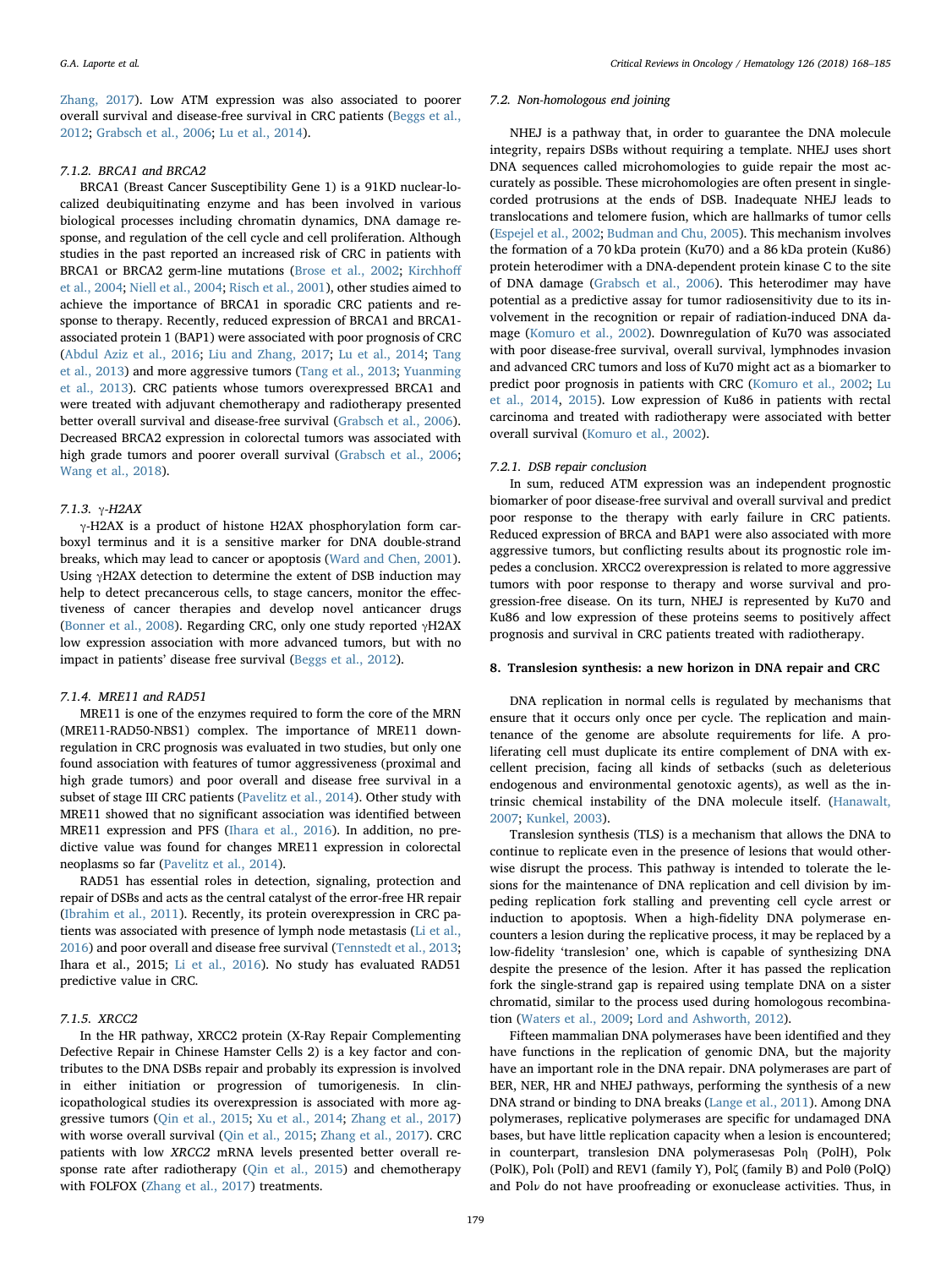Zhang, 2017). Low ATM expression was also associated to poorer overall survival and disease-free survival in CRC patients (Beggs et al., 2012; Grabsch et al., 2006; Lu et al., 2014).

#### 7.1.2. BRCA1 and BRCA2

BRCA1 (Breast Cancer Susceptibility Gene 1) is a 91KD nuclear-localized deubiquitinating enzyme and has been involved in various biological processes including chromatin dynamics, DNA damage response, and regulation of the cell cycle and cell proliferation. Although studies in the past reported an increased risk of CRC in patients with BRCA1 or BRCA2 germ-line mutations (Brose et al., 2002; Kirchhoff et al., 2004; Niell et al., 2004; Risch et al., 2001), other studies aimed to achieve the importance of BRCA1 in sporadic CRC patients and response to therapy. Recently, reduced expression of BRCA1 and BRCA1-associated protein 1 (BAP1) were associated with poor prognosis of CRC (Abdul Aziz et al., 2016; Liu and Zhang, 2017; Lu et al., 2014; Tang et al., 2013) and more aggressive tumors (Tang et al., 2013; Yuanming et al., 2013). CRC patients whose tumors overexpressed BRCA1 and were treated with adjuvant chemotherapy and radiotherapy presented better overall survival and disease-free survival (Grabsch et al., 2006). Decreased BRCA2 expression in colorectal tumors was associated with high grade tumors and poorer overall survival (Grabsch et al., 2006; Wang et al., 2018).

#### 7.1.3. γ-H2AX

γ-H2AX is a product of histone H2AX phosphorylation form carboxyl terminus and it is a sensitive marker for DNA double-strand breaks, which may lead to cancer or apoptosis (Ward and Chen, 2001). Using γH2AX detection to determine the extent of DSB induction may help to detect precancerous cells, to stage cancers, monitor the effectiveness of cancer therapies and develop novel anticancer drugs (Bonner et al., 2008). Regarding CRC, only one study reported γH2AX low expression association with more advanced tumors, but with no impact in patients' disease free survival (Beggs et al., 2012).

#### 7.1.4. MRE11 and RAD51

MRE11 is one of the enzymes required to form the core of the MRN (MRE11-RAD50-NBS1) complex. The importance of MRE11 downregulation in CRC prognosis was evaluated in two studies, but only one found association with features of tumor aggressiveness (proximal and high grade tumors) and poor overall and disease free survival in a subset of stage III CRC patients (Pavelitz et al., 2014). Other study with MRE11 showed that no significant association was identified between MRE11 expression and PFS (Ihara et al., 2016). In addition, no predictive value was found for changes MRE11 expression in colorectal neoplasms so far (Pavelitz et al., 2014).

RAD51 has essential roles in detection, signaling, protection and repair of DSBs and acts as the central catalyst of the error-free HR repair (Ibrahim et al., 2011). Recently, its protein overexpression in CRC patients was associated with presence of lymph node metastasis (Li et al., 2016) and poor overall and disease free survival (Tennstedt et al., 2013; Ihara et al., 2015; Li et al., 2016). No study has evaluated RAD51 predictive value in CRC.

#### 7.1.5. XRCC2

In the HR pathway, XRCC2 protein (X-Ray Repair Complementing Defective Repair in Chinese Hamster Cells 2) is a key factor and contributes to the DNA DSBs repair and probably its expression is involved in either initiation or progression of tumorigenesis. In clinicopathological studies its overexpression is associated with more aggressive tumors (Qin et al., 2015; Xu et al., 2014; Zhang et al., 2017) with worse overall survival (Qin et al., 2015; Zhang et al., 2017). CRC patients with low *XRCC2* mRNA levels presented better overall response rate after radiotherapy (Qin et al., 2015) and chemotherapy with FOLFOX (Zhang et al., 2017) treatments.

### 7.2. Non-homologous end joining

NHEJ is a pathway that, in order to guarantee the DNA molecule integrity, repairs DSBs without requiring a template. NHEJ uses short DNA sequences called microhomologies to guide repair the most accurately as possible. These microhomologies are often present in single-corded protrusions at the ends of DSB. Inadequate NHEJ leads to translocations and telomere fusion, which are hallmarks of tumor cells (Espejel et al., 2002; Budman and Chu, 2005). This mechanism involves the formation of a 70 kDa protein (Ku70) and a 86 kDa protein (Ku86) protein heterodimer with a DNA-dependent protein kinase C to the site of DNA damage (Grabsch et al., 2006). This heterodimer may have potential as a predictive assay for tumor radiosensitivity due to its involvement in the recognition or repair of radiation-induced DNA damage (Komuro et al., 2002). Downregulation of Ku70 was associated with poor disease-free survival, overall survival, lymphnodes invasion and advanced CRC tumors and loss of Ku70 might act as a biomarker to predict poor prognosis in patients with CRC (Komuro et al., 2002; Lu et al., 2014, 2015). Low expression of Ku86 in patients with rectal carcinoma and treated with radiotherapy were associated with better overall survival (Komuro et al., 2002).

#### 7.2.1. DSB repair conclusion

In sum, reduced ATM expression was an independent prognostic biomarker of poor disease-free survival and overall survival and predict poor response to the therapy with early failure in CRC patients. Reduced expression of BRCA and BAP1 were also associated with more aggressive tumors, but conflicting results about its prognostic role impedes a conclusion. XRCC2 overexpression is related to more aggressive tumors with poor response to therapy and worse survival and progression-free disease. On its turn, NHEJ is represented by Ku70 and Ku86 and low expression of these proteins seems to positively affect prognosis and survival in CRC patients treated with radiotherapy.

## 8. Translesion synthesis: a new horizon in DNA repair and CRC

DNA replication in normal cells is regulated by mechanisms that ensure that it occurs only once per cycle. The replication and maintenance of the genome are absolute requirements for life. A proliferating cell must duplicate its entire complement of DNA with excellent precision, facing all kinds of setbacks (such as deleterious endogenous and environmental genotoxic agents), as well as the intrinsic chemical instability of the DNA molecule itself. (Hanawalt, 2007; Kunkel, 2003).

Translesion synthesis (TLS) is a mechanism that allows the DNA to continue to replicate even in the presence of lesions that would otherwise disrupt the process. This pathway is intended to tolerate the lesions for the maintenance of DNA replication and cell division by impeding replication fork stalling and preventing cell cycle arrest or induction to apoptosis. When a high-fidelity DNA polymerase encounters a lesion during the replicative process, it may be replaced by a low-fidelity 'translesion' one, which is capable of synthesizing DNA despite the presence of the lesion. After it has passed the replication fork the single-strand gap is repaired using template DNA on a sister chromatid, similar to the process used during homologous recombination (Waters et al., 2009; Lord and Ashworth, 2012).

Fifteen mammalian DNA polymerases have been identified and they have functions in the replication of genomic DNA, but the majority have an important role in the DNA repair. DNA polymerases are part of BER, NER, HR and NHEJ pathways, performing the synthesis of a new DNA strand or binding to DNA breaks (Lange et al., 2011). Among DNA polymerases, replicative polymerases are specific for undamaged DNA bases, but have little replication capacity when a lesion is encountered; in counterpart, translesion DNA polymerasesas Polη (PolH), Polκ (PolK), Polι (PolI) and REV1 (family Y), Polζ (family B) and Polθ (PolQ) and Polν do not have proofreading or exonuclease activities. Thus, in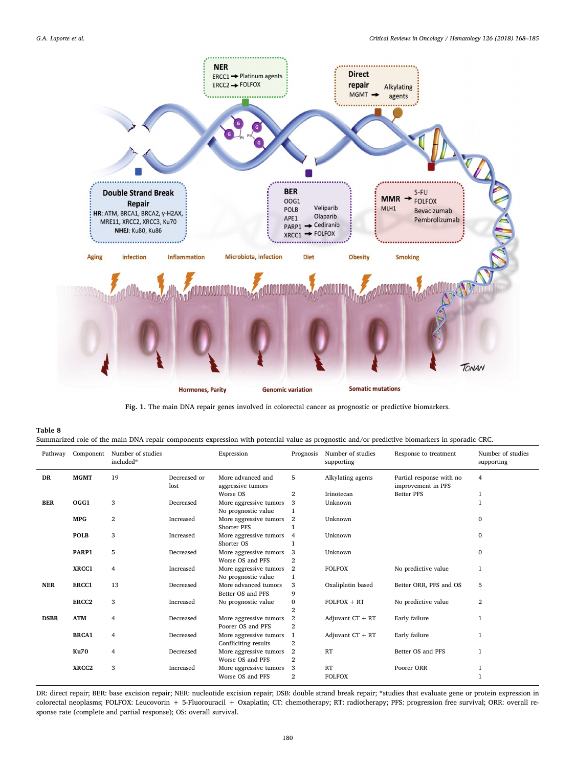**Fig. 1.** The main DNA repair genes involved in colorectal cancer as prognostic or predictive biomarkers.

**Table 8**
Summarized role of the main DNA repair components expression with potential value as prognostic and/or predictive biomarkers in sporadic CRC.

| Pathway | Component | Number of studies included* | Expression | Prognosis | Number of studies supporting | Response to treatment | | Number of studies supporting |
|---|---|---|---|---|---|---|---|---|
| **DR** | **MGMT** | 19 | Decreased or lost | More advanced and aggressive tumors | 5 | Alkylating agents | Partial response with no improvement in PFS | 4 |
| | | | | Worse OS | 2 | Irinotecan | Better PFS | 1 |
| **BER** | **OGG1** | 3 | Decreased | More aggressive tumors | 3 | Unknown | | 1 |
| | | | | No prognostic value | 1 | | | |
| | **MPG** | 2 | Increased | More aggressive tumors | 2 | Unknown | | 0 |
| | | | | Shorter PFS | 1 | | | |
| | **POLB** | 3 | Increased | More aggressive tumors | 4 | Unknown | | 0 |
| | | | | Shorter OS | 1 | | | |
| | **PARP1** | 5 | Decreased | More aggressive tumors | 3 | Unknown | | 0 |
| | | | | Worse OS and PFS | 2 | | | |
| | **XRCC1** | 4 | Increased | More aggressive tumors | 2 | FOLFOX | No predictive value | 1 |
| | | | | No prognostic value | 1 | | | |
| **NER** | **ERCC1** | 13 | Decreased | More advanced tumors | 3 | Oxaliplatin based | Better ORR, PFS and OS | 5 |
| | | | | Better OS and PFS | 9 | | | |
| | **ERCC2** | 3 | Increased | No prognostic value | 0 | FOLFOX + RT | No predictive value | 2 |
| | | | | | 2 | | | |
| **DSBR** | **ATM** | 4 | Decreased | More aggressive tumors | 2 | Adjuvant CT + RT | Early failure | 1 |
| | | | | Poorer OS and PFS | 2 | | | |
| | **BRCA1** | 4 | Decreased | More aggressive tumors | 1 | Adjuvant CT + RT | Early failure | 1 |
| | | | | Conficliting results | 2 | | | |
| | **Ku70** | 4 | Decreased | More aggressive tumors | 2 | RT | Better OS and PFS | 1 |
| | | | | Worse OS and PFS | 2 | | | |
| | **XRCC2** | 3 | Increased | More aggressive tumors | 3 | RT | Poorer ORR | 1 |
| | | | | Worse OS and PFS | 2 | FOLFOX | | 1 |

DR: direct repair; BER: base excision repair; NER: nucleotide excision repair; DSB: double strand break repair; *studies that evaluate gene or protein expression in colorectal neoplasms; FOLFOX: Leucovorin + 5-Fluorouracil + Oxaplatin; CT: chemotherapy; RT: radiotherapy; PFS: progression free survival; ORR: overall response rate (complete and partial response); OS: overall survival.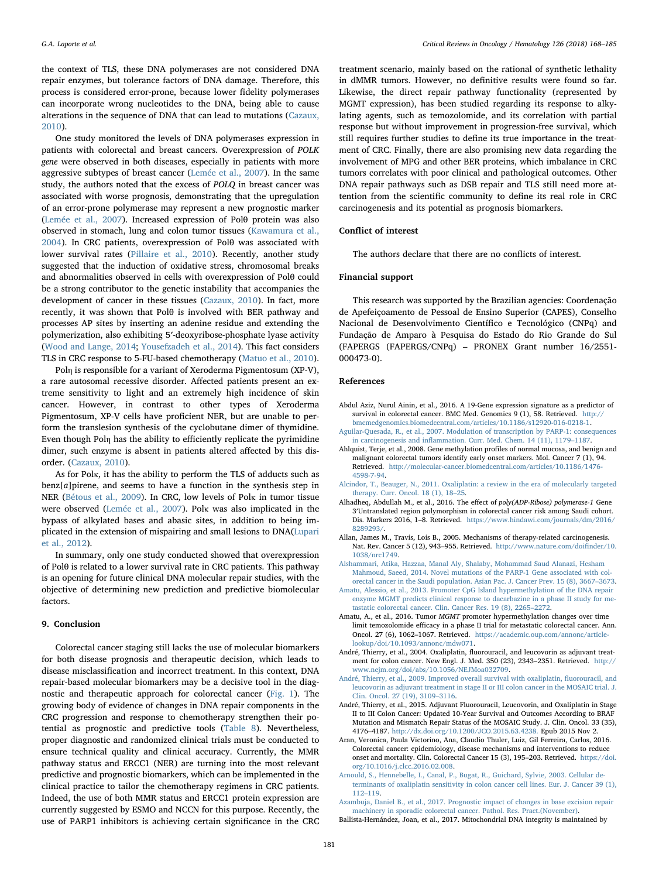the context of TLS, these DNA polymerases are not considered DNA repair enzymes, but tolerance factors of DNA damage. Therefore, this process is considered error-prone, because lower fidelity polymerases can incorporate wrong nucleotides to the DNA, being able to cause alterations in the sequence of DNA that can lead to mutations (Cazaux, 2010).

One study monitored the levels of DNA polymerases expression in patients with colorectal and breast cancers. Overexpression of *POLK gene* were observed in both diseases, especially in patients with more aggressive subtypes of breast cancer (Lemée et al., 2007). In the same study, the authors noted that the excess of *POLQ* in breast cancer was associated with worse prognosis, demonstrating that the upregulation of an error-prone polymerase may represent a new prognostic marker (Lemée et al., 2007). Increased expression of Polθ protein was also observed in stomach, lung and colon tumor tissues (Kawamura et al., 2004). In CRC patients, overexpression of Polθ was associated with lower survival rates (Pillaire et al., 2010). Recently, another study suggested that the induction of oxidative stress, chromosomal breaks and abnormalities observed in cells with overexpression of Polθ could be a strong contributor to the genetic instability that accompanies the development of cancer in these tissues (Cazaux, 2010). In fact, more recently, it was shown that Polθ is involved with BER pathway and processes AP sites by inserting an adenine residue and extending the polymerization, also exhibiting 5′-deoxyribose-phosphate lyase activity (Wood and Lange, 2014; Yousefzadeh et al., 2014). This fact considers TLS in CRC response to 5-FU-based chemotherapy (Matuo et al., 2010).

Polη is responsible for a variant of Xeroderma Pigmentosum (XP-V), a rare autosomal recessive disorder. Affected patients present an extreme sensitivity to light and an extremely high incidence of skin cancer. However, in contrast to other types of Xeroderma Pigmentosum, XP-V cells have proficient NER, but are unable to perform the translesion synthesis of the cyclobutane dimer of thymidine. Even though Polη has the ability to efficiently replicate the pyrimidine dimer, such enzyme is absent in patients altered affected by this disorder. (Cazaux, 2010).

As for Polκ, it has the ability to perform the TLS of adducts such as benz[*a*]pirene, and seems to have a function in the synthesis step in NER (Bétous et al., 2009). In CRC, low levels of Polκ in tumor tissue were observed (Lemée et al., 2007). Polκ was also implicated in the bypass of alkylated bases and abasic sites, in addition to being implicated in the extension of mispairing and small lesions to DNA(Lupari et al., 2012).

In summary, only one study conducted showed that overexpression of Polθ is related to a lower survival rate in CRC patients. This pathway is an opening for future clinical DNA molecular repair studies, with the objective of determining new prediction and predictive biomolecular factors.

## 9. Conclusion

Colorectal cancer staging still lacks the use of molecular biomarkers for both disease prognosis and therapeutic decision, which leads to disease misclassification and incorrect treatment. In this context, DNA repair-based molecular biomarkers may be a decisive tool in the diagnostic and therapeutic approach for colorectal cancer (Fig. 1). The growing body of evidence of changes in DNA repair components in the CRC progression and response to chemotherapy strengthen their potential as prognostic and predictive tools (Table 8). Nevertheless, proper diagnostic and randomized clinical trials must be conducted to ensure technical quality and clinical accuracy. Currently, the MMR pathway status and ERCC1 (NER) are turning into the most relevant predictive and prognostic biomarkers, which can be implemented in the clinical practice to tailor the chemotherapy regimens in CRC patients. Indeed, the use of both MMR status and ERCC1 protein expression are currently suggested by ESMO and NCCN for this purpose. Recently, the use of PARP1 inhibitors is achieving certain significance in the CRC treatment scenario, mainly based on the rational of synthetic lethality in dMMR tumors. However, no definitive results were found so far. Likewise, the direct repair pathway functionality (represented by MGMT expression), has been studied regarding its response to alkylating agents, such as temozolomide, and its correlation with partial response but without improvement in progression-free survival, which still requires further studies to define its true importance in the treatment of CRC. Finally, there are also promising new data regarding the involvement of MPG and other BER proteins, which imbalance in CRC tumors correlates with poor clinical and pathological outcomes. Other DNA repair pathways such as DSB repair and TLS still need more attention from the scientific community to define its real role in CRC carcinogenesis and its potential as prognosis biomarkers.

## Conflict of interest

The authors declare that there are no conflicts of interest.

## Financial support

This research was supported by the Brazilian agencies: Coordenação de Apefeiçoamento de Pessoal de Ensino Superior (CAPES), Conselho Nacional de Desenvolvimento Científico e Tecnológico (CNPq) and Fundação de Amparo à Pesquisa do Estado do Rio Grande do Sul (FAPERGS (FAPERGS/CNPq) – PRONEX Grant number 16/2551-000473-0).

## References

Abdul Aziz, Nurul Ainin, et al., 2016. A 19-Gene expression signature as a predictor of survival in colorectal cancer. BMC Med. Genomics 9 (1), 58. Retrieved. http://bmcmedgenomics.biomedcentral.com/articles/10.1186/s12920-016-0218-1.

Aguilar-Quesada, R., et al., 2007. Modulation of transcription by PARP-1: consequences in carcinogenesis and inflammation. Curr. Med. Chem. 14 (11), 1179–1187.

Ahlquist, Terje, et al., 2008. Gene methylation profiles of normal mucosa, and benign and malignant colorectal tumors identify early onset markers. Mol. Cancer 7 (1), 94. Retrieved. http://molecular-cancer.biomedcentral.com/articles/10.1186/1476-4598-7-94.

Alcindor, T., Beauger, N., 2011. Oxaliplatin: a review in the era of molecularly targeted therapy. Curr. Oncol. 18 (1), 18–25.

Alhadheq, Abdullah M., et al., 2016. The effect of *poly(ADP-Ribose) polymerase-1* Gene 3′Untranslated region polymorphism in colorectal cancer risk among Saudi cohort. Dis. Markers 2016, 1–8. Retrieved. https://www.hindawi.com/journals/dm/2016/8289293/.

Allan, James M., Travis, Lois B., 2005. Mechanisms of therapy-related carcinogenesis. Nat. Rev. Cancer 5 (12), 943–955. Retrieved. http://www.nature.com/doifinder/10.1038/nrc1749.

Alshammari, Atika, Hazzaa, Manal Aly, Shalaby, Mohammad Saud Alanazi, Hesham Mahmoud, Saeed, 2014. Novel mutations of the PARP-1 Gene associated with colorectal cancer in the Saudi population. Asian Pac. J. Cancer Prev. 15 (8), 3667–3673.

Amatu, Alessio, et al., 2013. Promoter CpG Island hypermethylation of the DNA repair enzyme MGMT predicts clinical response to dacarbazine in a phase II study for metastatic colorectal cancer. Clin. Cancer Res. 19 (8), 2265–2272.

Amatu, A., et al., 2016. Tumor *MGMT* promoter hypermethylation changes over time limit temozolomide efficacy in a phase II trial for metastatic colorectal cancer. Ann. Oncol. 27 (6), 1062–1067. Retrieved. https://academic.oup.com/annonc/article-lookup/doi/10.1093/annonc/mdw071.

André, Thierry, et al., 2004. Oxaliplatin, fluorouracil, and leucovorin as adjuvant treatment for colon cancer. New Engl. J. Med. 350 (23), 2343–2351. Retrieved. http://www.nejm.org/doi/abs/10.1056/NEJMoa032709.

André, Thierry, et al., 2009. Improved overall survival with oxaliplatin, fluorouracil, and leucovorin as adjuvant treatment in stage II or III colon cancer in the MOSAIC trial. J. Clin. Oncol. 27 (19), 3109–3116.

André, Thierry, et al., 2015. Adjuvant Fluorouracil, Leucovorin, and Oxaliplatin in Stage II to III Colon Cancer: Updated 10-Year Survival and Outcomes According to BRAF Mutation and Mismatch Repair Status of the MOSAIC Study. J. Clin. Oncol. 33 (35), 4176–4187. http://dx.doi.org/10.1200/JCO.2015.63.4238. Epub 2015 Nov 2.

Aran, Veronica, Paula Victorino, Ana, Claudio Thuler, Luiz, Gil Ferreira, Carlos, 2016. Colorectal cancer: epidemiology, disease mechanisms and interventions to reduce onset and mortality. Clin. Colorectal Cancer 15 (3), 195–203. Retrieved. https://doi.org/10.1016/j.clcc.2016.02.008.

Arnould, S., Hennebelle, I., Canal, P., Bugat, R., Guichard, Sylvie, 2003. Cellular determinants of oxaliplatin sensitivity in colon cancer cell lines. Eur. J. Cancer 39 (1), 112–119.

Azambuja, Daniel B., et al., 2017. Prognostic impact of changes in base excision repair machinery in sporadic colorectal cancer. Pathol. Res. Pract.(November).

Ballista-Hernández, Joan, et al., 2017. Mitochondrial DNA integrity is maintained by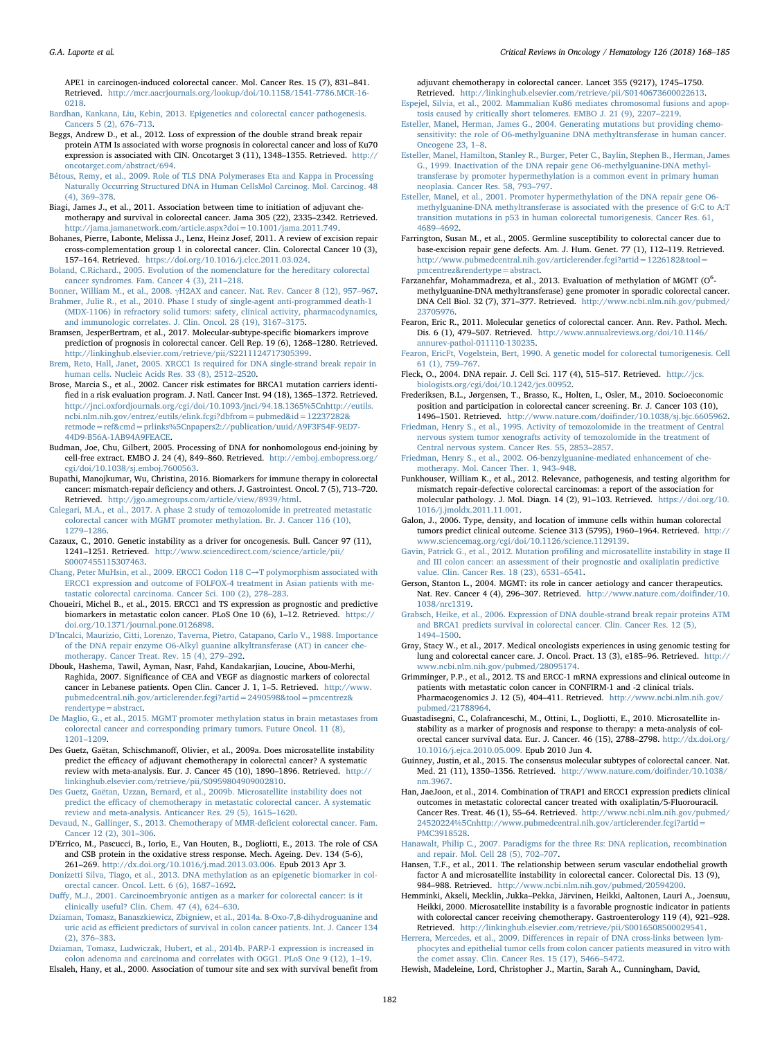APE1 in carcinogen-induced colorectal cancer. Mol. Cancer Res. 15 (7), 831–841. Retrieved. http://mcr.aacrjournals.org/lookup/doi/10.1158/1541-7786.MCR-16-0218.

Bardhan, Kankana, Liu, Kebin, 2013. Epigenetics and colorectal cancer pathogenesis. Cancers 5 (2), 676–713.

Beggs, Andrew D., et al., 2012. Loss of expression of the double strand break repair protein ATM Is associated with worse prognosis in colorectal cancer and loss of Ku70 expression is associated with CIN. Oncotarget 3 (11), 1348–1355. Retrieved. http://oncotarget.com/abstract/694.

Bétous, Remy, et al., 2009. Role of TLS DNA Polymerases Eta and Kappa in Processing Naturally Occurring Structured DNA in Human CellsMol Carcinog. Mol. Carcinog. 48 (4), 369–378.

Biagi, James J., et al., 2011. Association between time to initiation of adjuvant chemotherapy and survival in colorectal cancer. Jama 305 (22), 2335–2342. Retrieved. http://jama.jamanetwork.com/article.aspx?doi=10.1001/jama.2011.749.

Bohanes, Pierre, Labonte, Melissa J., Lenz, Heinz Josef, 2011. A review of excision repair cross-complementation group 1 in colorectal cancer. Clin. Colorectal Cancer 10 (3), 157–164. Retrieved. https://doi.org/10.1016/j.clcc.2011.03.024.

Boland, C.Richard., 2005. Evolution of the nomenclature for the hereditary colorectal cancer syndromes. Fam. Cancer 4 (3), 211–218.

Bonner, William M., et al., 2008. γH2AX and cancer. Nat. Rev. Cancer 8 (12), 957–967.

Brahmer, Julie R., et al., 2010. Phase I study of single-agent anti-programmed death-1 (MDX-1106) in refractory solid tumors: safety, clinical activity, pharmacodynamics, and immunologic correlates. J. Clin. Oncol. 28 (19), 3167–3175.

Bramsen, JesperBertram, et al., 2017. Molecular-subtype-specific biomarkers improve prediction of prognosis in colorectal cancer. Cell Rep. 19 (6), 1268–1280. Retrieved. http://linkinghub.elsevier.com/retrieve/pii/S2211124717305399.

Brem, Reto, Hall, Janet, 2005. XRCC1 Is required for DNA single-strand break repair in human cells. Nucleic Acids Res. 33 (8), 2512–2520.

Brose, Marcia S., et al., 2002. Cancer risk estimates for BRCA1 mutation carriers identified in a risk evaluation program. J. Natl. Cancer Inst. 94 (18), 1365–1372. Retrieved. http://jnci.oxfordjournals.org/cgi/doi/10.1093/jnci/94.18.1365%5Cnhttp://eutils.ncbi.nlm.nih.gov/entrez/eutils/elink.fcgi?dbfrom=pubmed&id=12237282&retmode=ref&cmd=prlinks%5Cnpapers2://publication/uuid/A9F3F54F-9ED7-44D9-B56A-1AB94A9FEACE.

Budman, Joe, Chu, Gilbert, 2005. Processing of DNA for nonhomologous end-joining by cell-free extract. EMBO J. 24 (4), 849–860. Retrieved. http://emboj.embopress.org/cgi/doi/10.1038/sj.emboj.7600563.

Bupathi, Manojkumar, Wu, Christina, 2016. Biomarkers for immune therapy in colorectal cancer: mismatch-repair deficiency and others. J. Gastrointest. Oncol. 7 (5), 713–720. Retrieved. http://jgo.amegroups.com/article/view/8939/html.

Calegari, M.A., et al., 2017. A phase 2 study of temozolomide in pretreated metastatic colorectal cancer with MGMT promoter methylation. Br. J. Cancer 116 (10), 1279–1286.

Cazaux, C., 2010. Genetic instability as a driver for oncogenesis. Bull. Cancer 97 (11), 1241–1251. Retrieved. http://www.sciencedirect.com/science/article/pii/S0007455115307463.

Chang, Peter MuHsin, et al., 2009. ERCC1 Codon 118 C→T polymorphism associated with ERCC1 expression and outcome of FOLFOX-4 treatment in Asian patients with metastatic colorectal carcinoma. Cancer Sci. 100 (2), 278–283.

Choueiri, Michel B., et al., 2015. ERCC1 and TS expression as prognostic and predictive biomarkers in metastatic colon cancer. PLoS One 10 (6), 1–12. Retrieved. https://doi.org/10.1371/journal.pone.0126898.

D'Incalci, Maurizio, Citti, Lorenzo, Taverna, Pietro, Catapano, Carlo V., 1988. Importance of the DNA repair enzyme O6-Alkyl guanine alkyltransferase (AT) in cancer chemotherapy. Cancer Treat. Rev. 15 (4), 279–292.

Dbouk, Hashema, Tawil, Ayman, Nasr, Fahd, Kandakarjian, Loucine, Abou-Merhi, Raghida, 2007. Significance of CEA and VEGF as diagnostic markers of colorectal cancer in Lebanese patients. Open Clin. Cancer J. 1, 1–5. Retrieved. http://www.pubmedcentral.nih.gov/articlerender.fcgi?artid=2490598&tool=pmcentrez&rendertype=abstract.

De Maglio, G., et al., 2015. MGMT promoter methylation status in brain metastases from colorectal cancer and corresponding primary tumors. Future Oncol. 11 (8), 1201–1209.

Des Guetz, Gaëtan, Schischmanoff, Olivier, et al., 2009a. Does microsatellite instability predict the efficacy of adjuvant chemotherapy in colorectal cancer? A systematic review with meta-analysis. Eur. J. Cancer 45 (10), 1890–1896. Retrieved. http://linkinghub.elsevier.com/retrieve/pii/S0959804909002810.

Des Guetz, Gaëtan, Uzzan, Bernard, et al., 2009b. Microsatellite instability does not predict the efficacy of chemotherapy in metastatic colorectal cancer. A systematic review and meta-analysis. Anticancer Res. 29 (5), 1615–1620.

Devaud, N., Gallinger, S., 2013. Chemotherapy of MMR-deficient colorectal cancer. Fam. Cancer 12 (2), 301–306.

D'Errico, M., Pascucci, B., Iorio, E., Van Houten, B., Dogliotti, E., 2013. The role of CSA and CSB protein in the oxidative stress response. Mech. Ageing. Dev. 134 (5-6), 261–269. http://dx.doi.org/10.1016/j.mad.2013.03.006. Epub 2013 Apr 3.

Donizetti Silva, Tiago, et al., 2013. DNA methylation as an epigenetic biomarker in colorectal cancer. Oncol. Lett. 6 (6), 1687–1692.

Duffy, M.J., 2001. Carcinoembryonic antigen as a marker for colorectal cancer: is it clinically useful? Clin. Chem. 47 (4), 624–630.

Dziaman, Tomasz, Banaszkiewicz, Zbigniew, et al., 2014a. 8-Oxo-7,8-dihydroguanine and uric acid as efficient predictors of survival in colon cancer patients. Int. J. Cancer 134 (2), 376–383.

Dziaman, Tomasz, Ludwiczak, Hubert, et al., 2014b. PARP-1 expression is increased in colon adenoma and carcinoma and correlates with OGG1. PLoS One 9 (12), 1–19.

Elsaleh, Hany, et al., 2000. Association of tumour site and sex with survival benefit from adjuvant chemotherapy in colorectal cancer. Lancet 355 (9217), 1745–1750. Retrieved. http://linkinghub.elsevier.com/retrieve/pii/S0140673600022613.

Espejel, Silvia, et al., 2002. Mammalian Ku86 mediates chromosomal fusions and apoptosis caused by critically short telomeres. EMBO J. 21 (9), 2207–2219.

Esteller, Manel, Herman, James G., 2004. Generating mutations but providing chemosensitivity: the role of O6-methylguanine DNA methyltransferase in human cancer. Oncogene 23, 1–8.

Esteller, Manel, Hamilton, Stanley R., Burger, Peter C., Baylin, Stephen B., Herman, James G., 1999. Inactivation of the DNA repair gene O6-methylguanine-DNA methyltransferase by promoter hypermethylation is a common event in primary human neoplasia. Cancer Res. 58, 793–797.

Esteller, Manel, et al., 2001. Promoter hypermethylation of the DNA repair gene O6-methylguanine-DNA methyltransferase is associated with the presence of G:C to A:T transition mutations in p53 in human colorectal tumorigenesis. Cancer Res. 61, 4689–4692.

Farrington, Susan M., et al., 2005. Germline susceptibility to colorectal cancer due to base-excision repair gene defects. Am. J. Hum. Genet. 77 (1), 112–119. Retrieved. http://www.pubmedcentral.nih.gov/articlerender.fcgi?artid=1226182&tool=pmcentrez&rendertype=abstract.

Farzanehfar, Mohammadreza, et al., 2013. Evaluation of methylation of MGMT ($O^6$-methylguanine-DNA methyltransferase) gene promoter in sporadic colorectal cancer. DNA Cell Biol. 32 (7), 371–377. Retrieved. http://www.ncbi.nlm.nih.gov/pubmed/23705976.

Fearon, Eric R., 2011. Molecular genetics of colorectal cancer. Ann. Rev. Pathol. Mech. Dis. 6 (1), 479–507. Retrieved. http://www.annualreviews.org/doi/10.1146/annurev-pathol-011110-130235.

Fearon, EricR, Vogelstein, Bert, 1990. A genetic model for colorectal tumorigenesis. Cell 61 (1), 759–767.

Fleck, O., 2004. DNA repair. J. Cell Sci. 117 (4), 515–517. Retrieved. http://jcs.biologists.org/cgi/doi/10.1242/jcs.00952.

Frederiksen, B.L., Jørgensen, T., Brasso, K., Holten, I., Osler, M., 2010. Socioeconomic position and participation in colorectal cancer screening. Br. J. Cancer 103 (10), 1496–1501. Retrieved. http://www.nature.com/doifinder/10.1038/sj.bjc.6605962.

Friedman, Henry S., et al., 1995. Activity of temozolomide in the treatment of Central nervous system tumor xenografts activity of temozolomide in the treatment of Central nervous system. Cancer Res. 55, 2853–2857.

Friedman, Henry S., et al., 2002. O6-benzylguanine-mediated enhancement of chemotherapy. Mol. Cancer Ther. 1, 943–948.

Funkhouser, William K., et al., 2012. Relevance, pathogenesis, and testing algorithm for mismatch repair-defective colorectal carcinomas: a report of the association for molecular pathology. J. Mol. Diagn. 14 (2), 91–103. Retrieved. https://doi.org/10.1016/j.jmoldx.2011.11.001.

Galon, J., 2006. Type, density, and location of immune cells within human colorectal tumors predict clinical outcome. Science 313 (5795), 1960–1964. Retrieved. http://www.sciencemag.org/cgi/doi/10.1126/science.1129139.

Gavin, Patrick G., et al., 2012. Mutation profiling and microsatellite instability in stage II and III colon cancer: an assessment of their prognostic and oxaliplatin predictive value. Clin. Cancer Res. 18 (23), 6531–6541.

Gerson, Stanton L., 2004. MGMT: its role in cancer aetiology and cancer therapeutics. Nat. Rev. Cancer 4 (4), 296–307. Retrieved. http://www.nature.com/doifinder/10.1038/nrc1319.

Grabsch, Heike, et al., 2006. Expression of DNA double-strand break repair proteins ATM and BRCA1 predicts survival in colorectal cancer. Clin. Cancer Res. 12 (5), 1494–1500.

Gray, Stacy W., et al., 2017. Medical oncologists experiences in using genomic testing for lung and colorectal cancer care. J. Oncol. Pract. 13 (3), e185–96. Retrieved. http://www.ncbi.nlm.nih.gov/pubmed/28095174.

Grimminger, P.P., et al., 2012. TS and ERCC-1 mRNA expressions and clinical outcome in patients with metastatic colon cancer in CONFIRM-1 and -2 clinical trials. Pharmacogenomics J. 12 (5), 404–411. Retrieved. http://www.ncbi.nlm.nih.gov/pubmed/21788964.

Guastadisegni, C., Colafranceschi, M., Ottini, L., Dogliotti, E., 2010. Microsatellite instability as a marker of prognosis and response to therapy: a meta-analysis of colorectal cancer survival data. Eur. J. Cancer. 46 (15), 2788–2798. http://dx.doi.org/10.1016/j.ejca.2010.05.009. Epub 2010 Jun 4.

Guinney, Justin, et al., 2015. The consensus molecular subtypes of colorectal cancer. Nat. Med. 21 (11), 1350–1356. Retrieved. http://www.nature.com/doifinder/10.1038/nm.3967.

Han, JaeJoon, et al., 2014. Combination of TRAP1 and ERCC1 expression predicts clinical outcomes in metastatic colorectal cancer treated with oxaliplatin/5-Fluorouracil. Cancer Res. Treat. 46 (1), 55–64. Retrieved. http://www.ncbi.nlm.nih.gov/pubmed/24520224%5Cnhttp://www.pubmedcentral.nih.gov/articlerender.fcgi?artid=PMC3918528.

Hanawalt, Philip C., 2007. Paradigms for the three Rs: DNA replication, recombination and repair. Mol. Cell 28 (5), 702–707.

Hansen, T.F., et al., 2011. The relationship between serum vascular endothelial growth factor A and microsatellite instability in colorectal cancer. Colorectal Dis. 13 (9), 984–988. Retrieved. http://www.ncbi.nlm.nih.gov/pubmed/20594200.

Hemminki, Akseli, Mecklin, Jukka–Pekka, Järvinen, Heikki, Aaltonen, Lauri A., Joensuu, Heikki, 2000. Microsatellite instability is a favorable prognostic indicator in patients with colorectal cancer receiving chemotherapy. Gastroenterology 119 (4), 921–928. Retrieved. http://linkinghub.elsevier.com/retrieve/pii/S0016508500029541.

Herrera, Mercedes, et al., 2009. Differences in repair of DNA cross-links between lymphocytes and epithelial tumor cells from colon cancer patients measured in vitro with the comet assay. Clin. Cancer Res. 15 (17), 5466–5472.

Hewish, Madeleine, Lord, Christopher J., Martin, Sarah A., Cunningham, David,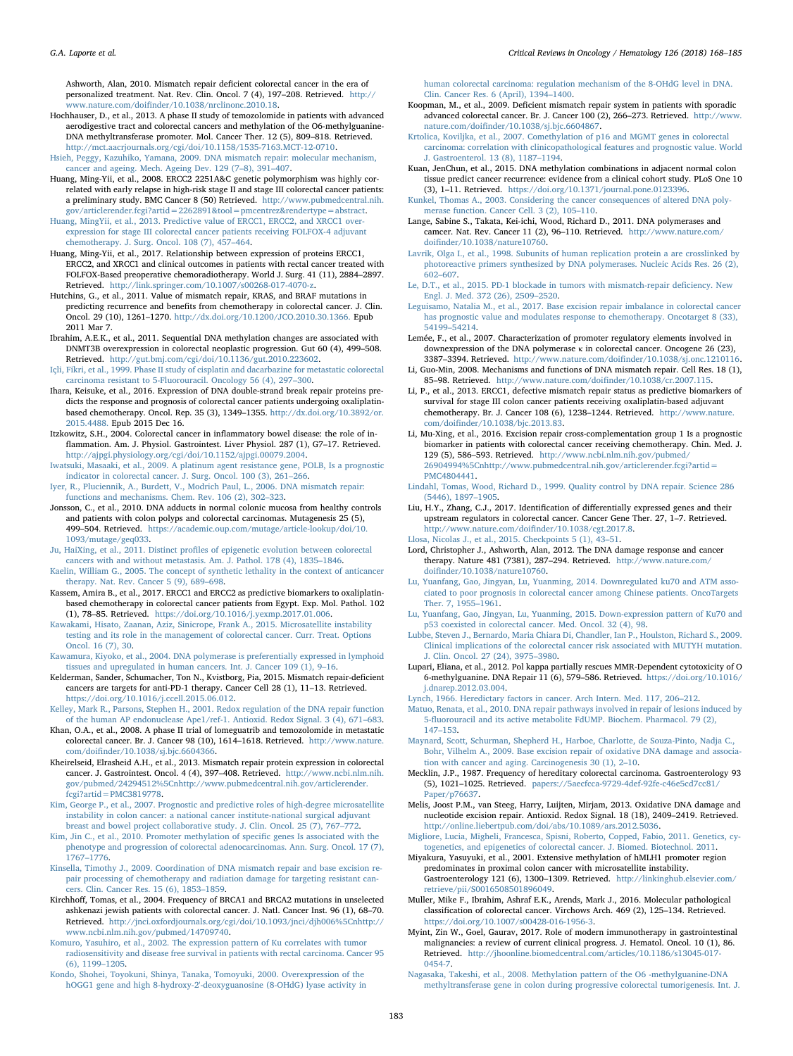Ashworth, Alan, 2010. Mismatch repair deficient colorectal cancer in the era of personalized treatment. Nat. Rev. Clin. Oncol. 7 (4), 197–208. Retrieved. http://www.nature.com/doifinder/10.1038/nrclinonc.2010.18.

Hochhauser, D., et al., 2013. A phase II study of temozolomide in patients with advanced aerodigestive tract and colorectal cancers and methylation of the O6-methylguanine-DNA methyltransferase promoter. Mol. Cancer Ther. 12 (5), 809–818. Retrieved. http://mct.aacrjournals.org/cgi/doi/10.1158/1535-7163.MCT-12-0710.

Hsieh, Peggy, Kazuhiko, Yamana, 2009. DNA mismatch repair: molecular mechanism, cancer and ageing. Mech. Ageing Dev. 129 (7–8), 391–407.

Huang, Ming-Yii, et al., 2008. ERCC2 2251A&C genetic polymorphism was highly correlated with early relapse in high-risk stage II and stage III colorectal cancer patients: a preliminary study. BMC Cancer 8 (50) Retrieved. http://www.pubmedcentral.nih.gov/articlerender.fcgi?artid=2262891&tool=pmcentrez&rendertype=abstract.

Huang, MingYii, et al., 2013. Predictive value of ERCC1, ERCC2, and XRCC1 overexpression for stage III colorectal cancer patients receiving FOLFOX-4 adjuvant chemotherapy. J. Surg. Oncol. 108 (7), 457–464.

Huang, Ming-Yii, et al., 2017. Relationship between expression of proteins ERCC1, ERCC2, and XRCC1 and clinical outcomes in patients with rectal cancer treated with FOLFOX-Based preoperative chemoradiotherapy. World J. Surg. 41 (11), 2884–2897. Retrieved. http://link.springer.com/10.1007/s00268-017-4070-z.

Hutchins, G., et al., 2011. Value of mismatch repair, KRAS, and BRAF mutations in predicting recurrence and benefits from chemotherapy in colorectal cancer. J. Clin. Oncol. 29 (10), 1261–1270. http://dx.doi.org/10.1200/JCO.2010.30.1366. Epub 2011 Mar 7.

Ibrahim, A.E.K., et al., 2011. Sequential DNA methylation changes are associated with DNMT3B overexpression in colorectal neoplastic progression. Gut 60 (4), 499–508. Retrieved. http://gut.bmj.com/cgi/doi/10.1136/gut.2010.223602.

Içli, Fikri, et al., 1999. Phase II study of cisplatin and dacarbazine for metastatic colorectal carcinoma resistant to 5-Fluorouracil. Oncology 56 (4), 297–300.

Ihara, Keisuke, et al., 2016. Expression of DNA double-strand break repair proteins predicts the response and prognosis of colorectal cancer patients undergoing oxaliplatin-based chemotherapy. Oncol. Rep. 35 (3), 1349–1355. http://dx.doi.org/10.3892/or.2015.4488. Epub 2015 Dec 16.

Itzkowitz, S.H., 2004. Colorectal cancer in inflammatory bowel disease: the role of inflammation. Am. J. Physiol. Gastrointest. Liver Physiol. 287 (1), G7–17. Retrieved. http://ajpgi.physiology.org/cgi/doi/10.1152/ajpgi.00079.2004.

Iwatsuki, Masaaki, et al., 2009. A platinum agent resistance gene, POLB, Is a prognostic indicator in colorectal cancer. J. Surg. Oncol. 100 (3), 261–266.

Iyer, R., Plucinnik, A., Burdett, V., Modrich Paul, L., 2006. DNA mismatch repair: functions and mechanisms. Chem. Rev. 106 (2), 302–323.

Jonsson, C., et al., 2010. DNA adducts in normal colonic mucosa from healthy controls and patients with colon polyps and colorectal carcinomas. Mutagenesis 25 (5), 499–504. Retrieved. https://academic.oup.com/mutage/article-lookup/doi/10.1093/mutage/geq033.

Ju, HaiXing, et al., 2011. Distinct profiles of epigenetic evolution between colorectal cancers with and without metastasis. Am. J. Pathol. 178 (4), 1835–1846.

Kaelin, William G., 2005. The concept of synthetic lethality in the context of anticancer therapy. Nat. Rev. Cancer 5 (9), 689–698.

Kassem, Amira B., et al., 2017. ERCC1 and ERCC2 as predictive biomarkers to oxaliplatin-based chemotherapy in colorectal cancer patients from Egypt. Exp. Mol. Pathol. 102 (1), 78–85. Retrieved. https://doi.org/10.1016/j.yexmp.2017.01.006.

Kawakami, Hisato, Zaanan, Aziz, Sinicrope, Frank A., 2015. Microsatellite instability testing and its role in the management of colorectal cancer. Curr. Treat. Options Oncol. 16 (7), 30.

Kawamura, Kiyoko, et al., 2004. DNA polymerase is preferentially expressed in lymphoid tissues and upregulated in human cancers. Int. J. Cancer 109 (1), 9–16.

Kelderman, Sander, Schumacher, Ton N., Kvistborg, Pia, 2015. Mismatch repair-deficient cancers are targets for anti-PD-1 therapy. Cancer Cell 28 (1), 11–13. Retrieved. https://doi.org/10.1016/j.ccell.2015.06.012.

Kelley, Mark R., Parsons, Stephen H., 2001. Redox regulation of the DNA repair function of the human AP endonuclease Ape1/ref-1. Antioxid. Redox Signal. 3 (4), 671–683.

Khan, O.A., et al., 2008. A phase II trial of lomeguatrib and temozolomide in metastatic colorectal cancer. Br. J. Cancer 98 (10), 1614–1618. Retrieved. http://www.nature.com/doifinder/10.1038/sj.bjc.6604366.

Kheirelseid, Elrasheid A.H., et al., 2013. Mismatch repair protein expression in colorectal cancer. J. Gastrointest. Oncol. 4 (4), 397–408. Retrieved. http://www.ncbi.nlm.nih.gov/pubmed/24294512%5Cnhttp://www.pubmedcentral.nih.gov/articlerender.fcgi?artid=PMC3819778.

Kim, George P., et al., 2007. Prognostic and predictive roles of high-degree microsatellite instability in colon cancer: a national cancer institute-national surgical adjuvant breast and bowel project collaborative study. J. Clin. Oncol. 25 (7), 767–772.

Kim, Jin C., et al., 2010. Promoter methylation of specific genes Is associated with the phenotype and progression of colorectal adenocarcinomas. Ann. Surg. Oncol. 17 (7), 1767–1776.

Kinsella, Timothy J., 2009. Coordination of DNA mismatch repair and base excision repair processing of chemotherapy and radiation damage for targeting resistant cancers. Clin. Cancer Res. 15 (6), 1853–1859.

Kirchhoff, Tomas, et al., 2004. Frequency of BRCA1 and BRCA2 mutations in unselected ashkenazi jewish patients with colorectal cancer. J. Natl. Cancer Inst. 96 (1), 68–70. Retrieved. http://jnci.oxfordjournals.org/cgi/doi/10.1093/jnci/djh006%5Cnhttp://www.ncbi.nlm.nih.gov/pubmed/14709740.

Komuro, Yasuhiro, et al., 2002. The expression pattern of Ku correlates with tumor radiosensitivity and disease free survival in patients with rectal carcinoma. Cancer 95 (6), 1199–1205.

Kondo, Shohei, Toyokuni, Shinya, Tanaka, Tomoyuki, 2000. Overexpression of the hOGG1 gene and high 8-hydroxy-2'-deoxyguanosine (8-OHdG) lyase activity in human colorectal carcinoma: regulation mechanism of the 8-OHdG level in DNA. Clin. Cancer Res. 6 (April), 1394–1400.

Koopman, M., et al., 2009. Deficient mismatch repair system in patients with sporadic advanced colorectal cancer. Br. J. Cancer 100 (2), 266–273. Retrieved. http://www.nature.com/doifinder/10.1038/sj.bjc.6604867.

Krtolica, Koviljka, et al., 2007. Comethylation of p16 and MGMT genes in colorectal carcinoma: correlation with clinicopathological features and prognostic value. World J. Gastroenterol. 13 (8), 1187–1194.

Kuan, JenChun, et al., 2015. DNA methylation combinations in adjacent normal colon tissue predict cancer recurrence: evidence from a clinical cohort study. PLoS One 10 (3), 1–11. Retrieved. https://doi.org/10.1371/journal.pone.0123396.

Kunkel, Thomas A., 2003. Considering the cancer consequences of altered DNA polymerase function. Cancer Cell. 3 (2), 105–110.

Lange, Sabine S., Takata, Kei-ichi, Wood, Richard D., 2011. DNA polymerases and camcer. Nat. Rev. Cancer 11 (2), 96–110. Retrieved. http://www.nature.com/doifinder/10.1038/nature10760.

Lavrik, Olga I., et al., 1998. Subunits of human replication protein a are crosslinked by photoreactive primers synthesized by DNA polymerases. Nucleic Acids Res. 26 (2), 602–607.

Le, D.T., et al., 2015. PD-1 blockade in tumors with mismatch-repair deficiency. New Engl. J. Med. 372 (26), 2509–2520.

Leguisamo, Natalia M., et al., 2017. Base excision repair imbalance in colorectal cancer has prognostic value and modulates response to chemotherapy. Oncotarget 8 (33), 54199–54214.

Lemée, F., et al., 2007. Characterization of promoter regulatory elements involved in downexpression of the DNA polymerase κ in colorectal cancer. Oncogene 26 (23), 3387–3394. Retrieved. http://www.nature.com/doifinder/10.1038/sj.onc.1210116.

Li, Guo-Min, 2008. Mechanisms and functions of DNA mismatch repair. Cell Res. 18 (1), 85–98. Retrieved. http://www.nature.com/doifinder/10.1038/cr.2007.115.

Li, P., et al., 2013. ERCC1, defective mismatch repair status as predictive biomarkers of survival for stage III colon cancer patients receiving oxaliplatin-based adjuvant chemotherapy. Br. J. Cancer 108 (6), 1238–1244. Retrieved. http://www.nature.com/doifinder/10.1038/bjc.2013.83.

Li, Mu-Xing, et al., 2016. Excision repair cross-complementation group 1 Is a prognostic biomarker in patients with colorectal cancer receiving chemotherapy. Chin. Med. J. 129 (5), 586–593. Retrieved. http://www.ncbi.nlm.nih.gov/pubmed/26904994%5Cnhttp://www.pubmedcentral.nih.gov/articlerender.fcgi?artid=PMC4804441.

Lindahl, Tomas, Wood, Richard D., 1999. Quality control by DNA repair. Science 286 (5446), 1897–1905.

Liu, H.Y., Zhang, C.J., 2017. Identification of differentially expressed genes and their upstream regulators in colorectal cancer. Cancer Gene Ther. 27, 1–7. Retrieved. http://www.nature.com/doifinder/10.1038/cgt.2017.8.

Llosa, Nicolas J., et al., 2015. Checkpoints 5 (1), 43–51.

Lord, Christopher J., Ashworth, Alan, 2012. The DNA damage response and cancer therapy. Nature 481 (7381), 287–294. Retrieved. http://www.nature.com/doifinder/10.1038/nature10760.

Lu, Yuanfang, Gao, Jingyan, Lu, Yuanming, 2014. Downregulated ku70 and ATM associated to poor prognosis in colorectal cancer among Chinese patients. OncoTargets Ther. 7, 1955–1961.

Lu, Yuanfang, Gao, Jingyan, Lu, Yuanming, 2015. Down-expression pattern of Ku70 and p53 coexisted in colorectal cancer. Med. Oncol. 32 (4), 98.

Lubbe, Steven J., Bernardo, Maria Chiara Di, Chandler, Ian P., Houlston, Richard S., 2009. Clinical implications of the colorectal cancer risk associated with MUTYH mutation. J. Clin. Oncol. 27 (24), 3975–3980.

Lupari, Eliana, et al., 2012. Pol kappa partially rescues MMR-Dependent cytotoxicity of O 6-methylguanine. DNA Repair 11 (6), 579–586. Retrieved. https://doi.org/10.1016/j.dnarep.2012.03.004.

Lynch, 1966. Hereditary factors in cancer. Arch Intern. Med. 117, 206–212.

Matuo, Renata, et al., 2010. DNA repair pathways involved in repair of lesions induced by 5-fluorouracil and its active metabolite FdUMP. Biochem. Pharmacol. 79 (2), 147–153.

Maynard, Scott, Schurman, Shepherd H., Harboe, Charlotte, de Souza-Pinto, Nadja C., Bohr, Vilhelm A., 2009. Base excision repair of oxidative DNA damage and association with cancer and aging. Carcinogenesis 30 (1), 2–10.

Mecklin, J.P., 1987. Frequency of hereditary colorectal carcinoma. Gastroenterology 93 (5), 1021–1025. Retrieved. papers://5aecfcca-9729-4def-92fe-c46e5cd7cc81/Paper/p76637.

Melis, Joost P.M., van Steeg, Harry, Luijten, Mirjam, 2013. Oxidative DNA damage and nucleotide excision repair. Antioxid. Redox Signal. 18 (18), 2409–2419. Retrieved. http://online.liebertpub.com/doi/abs/10.1089/ars.2012.5036.

Migliore, Lucia, Migheli, Francesca, Spisni, Roberto, Copped, Fabio, 2011. Genetics, cytogenetics, and epigenetics of colorectal cancer. J. Biomed. Biotechnol. 2011.

Miyakura, Yasuyuki, et al., 2001. Extensive methylation of hMLH1 promoter region predominates in proximal colon cancer with microsatellite instability. Gastroenterology 121 (6), 1300–1309. Retrieved. http://linkinghub.elsevier.com/retrieve/pii/S0016508501896049.

Muller, Mike F., Ibrahim, Ashraf E.K., Arends, Mark J., 2016. Molecular pathological classification of colorectal cancer. Virchows Arch. 469 (2), 125–134. Retrieved. https://doi.org/10.1007/s00428-016-1956-3.

Myint, Zin W., Goel, Gaurav, 2017. Role of modern immunotherapy in gastrointestinal malignancies: a review of current clinical progress. J. Hematol. Oncol. 10 (1), 86. Retrieved. http://jhoonline.biomedcentral.com/articles/10.1186/s13045-017-0454-7.

Nagasaka, Takeshi, et al., 2008. Methylation pattern of the O6 -methylguanine-DNA methyltransferase gene in colon during progressive colorectal tumorigenesis. Int. J.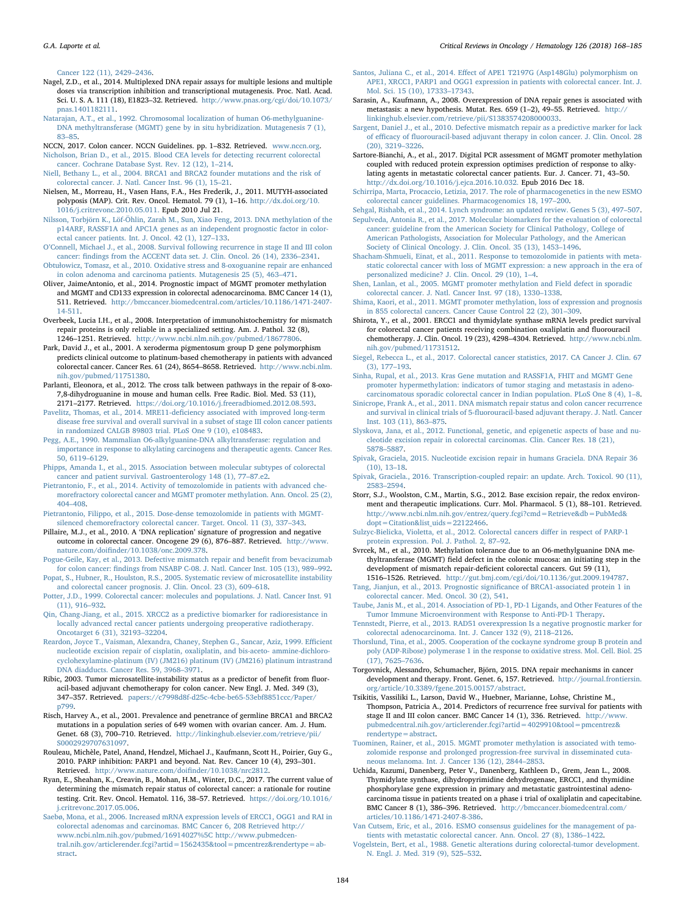Cancer 122 (11), 2429–2436.

Nagel, Z.D., et al., 2014. Multiplexed DNA repair assays for multiple lesions and multiple doses via transcription inhibition and transcriptional mutagenesis. Proc. Natl. Acad. Sci. U. S. A. 111 (18), E1823–32. Retrieved. http://www.pnas.org/cgi/doi/10.1073/pnas.1401182111.

Natarajan, A.T., et al., 1992. Chromosomal localization of human O6-methylguanine-DNA methyltransferase (MGMT) gene by in situ hybridization. Mutagenesis 7 (1), 83–85.

NCCN, 2017. Colon cancer. NCCN Guidelines. pp. 1–832. Retrieved. www.nccn.org.

Nicholson, Brian D., et al., 2015. Blood CEA levels for detecting recurrent colorectal cancer. Cochrane Database Syst. Rev. 12 (12), 1–214.

Niell, Bethany L., et al., 2004. BRCA1 and BRCA2 founder mutations and the risk of colorectal cancer. J. Natl. Cancer Inst. 96 (1), 15–21.

Nielsen, M., Morreau, H., Vasen Hans, F.A., Hes Frederik, J., 2011. MUTYH-associated polyposis (MAP). Crit. Rev. Oncol. Hematol. 79 (1), 1–16. http://dx.doi.org/10.1016/j.critrevonc.2010.05.011. Epub 2010 Jul 21.

Nilsson, Torbjörn K., Löf-Öhlin, Zarah M., Sun, Xiao Feng, 2013. DNA methylation of the p14ARF, RASSF1A and APC1A genes as an independent prognostic factor in colorectal cancer patients. Int. J. Oncol. 42 (1), 127–133.

O'Connell, Michael J., et al., 2008. Survival following recurrence in stage II and III colon cancer: findings from the ACCENT data set. J. Clin. Oncol. 26 (14), 2336–2341.

Obtulowicz, Tomasz, et al., 2010. Oxidative stress and 8-oxoguanine repair are enhanced in colon adenoma and carcinoma patients. Mutagenesis 25 (5), 463–471.

Oliver, JaimeAntonio, et al., 2014. Prognostic impact of MGMT promoter methylation and MGMT and CD133 expression in colorectal adenocarcinoma. BMC Cancer 14 (1), 511. Retrieved. http://bmccancer.biomedcentral.com/articles/10.1186/1471-2407-14-511.

Overbeek, Lucia I.H., et al., 2008. Interpretation of immunohistochemistry for mismatch repair proteins is only reliable in a specialized setting. Am. J. Pathol. 32 (8), 1246–1251. Retrieved. http://www.ncbi.nlm.nih.gov/pubmed/18677806.

Park, David J., et al., 2001. A xeroderma pigmentosum group D gene polymorphism predicts clinical outcome to platinum-based chemotherapy in patients with advanced colorectal cancer. Cancer Res. 61 (24), 8654–8658. Retrieved. http://www.ncbi.nlm.nih.gov/pubmed/11751380.

Parlanti, Eleonora, et al., 2012. The cross talk between pathways in the repair of 8-oxo-7,8-dihydroguanine in mouse and human cells. Free Radic. Biol. Med. 53 (11), 2171–2177. Retrieved. https://doi.org/10.1016/j.freeradbiomed.2012.08.593.

Pavelitz, Thomas, et al., 2014. MRE11-deficiency associated with improved long-term disease free survival and overall survival in a subset of stage III colon cancer patients in randomized CALGB 89803 trial. PLoS One 9 (10), e108483.

Pegg, A.E., 1990. Mammalian O6-alkylguanine-DNA alkyltransferase: regulation and importance in response to alkylating carcinogens and therapeutic agents. Cancer Res. 50, 6119–6129.

Phipps, Amanda I., et al., 2015. Association between molecular subtypes of colorectal cancer and patient survival. Gastroenterology 148 (1), 77–87.e2.

Pietrantonio, F., et al., 2014. Activity of temozolomide in patients with advanced chemorefractory colorectal cancer and MGMT promoter methylation. Ann. Oncol. 25 (2), 404–408.

Pietrantonio, Filippo, et al., 2015. Dose-dense temozolomide in patients with MGMT-silenced chemorefractory colorectal cancer. Target. Oncol. 11 (3), 337–343.

Pillaire, M.J., et al., 2010. A 'DNA replication' signature of progression and negative outcome in colorectal cancer. Oncogene 29 (6), 876–887. Retrieved. http://www.nature.com/doifinder/10.1038/onc.2009.378.

Pogue-Geile, Kay, et al., 2013. Defective mismatch repair and benefit from bevacizumab for colon cancer: findings from NSABP C-08. J. Natl. Cancer Inst. 105 (13), 989–992.

Popat, S., Hubner, R., Houlston, R.S., 2005. Systematic review of microsatellite instability and colorectal cancer prognosis. J. Clin. Oncol. 23 (3), 609–618.

Potter, J.D., 1999. Colorectal cancer: molecules and populations. J. Natl. Cancer Inst. 91 (11), 916–932.

Qin, Chang-Jiang, et al., 2015. XRCC2 as a predictive biomarker for radioresistance in locally advanced rectal cancer patients undergoing preoperative radiotherapy. Oncotarget 6 (31), 32193–32204.

Reardon, Joyce T., Vaisman, Alexandra, Chaney, Stephen G., Sancar, Aziz, 1999. Efficient nucleotide excision repair of cisplatin, oxaliplatin, and bis-aceto- ammine-dichloro-cyclohexylamine-platinum (IV) (JM216) platinum (IV) (JM216) platinum intrastrand DNA diadducts. Cancer Res. 59, 3968–3971.

Ribic, 2003. Tumor microsatellite-instability status as a predictor of benefit from fluoracil-based adjuvant chemotherapy for colon cancer. New Engl. J. Med. 349 (3), 347–357. Retrieved. papers://c7998d8f-d25c-4cbe-be65-53ebf8851ccc/Paper/p799.

Risch, Harvey A., et al., 2001. Prevalence and penetrance of germline BRCA1 and BRCA2 mutations in a population series of 649 women with ovarian cancer. Am. J. Hum. Genet. 68 (3), 700–710. Retrieved. http://linkinghub.elsevier.com/retrieve/pii/S0002929707631097.

Rouleau, Michèle, Patel, Anand, Hendzel, Michael J., Kaufmann, Scott H., Poirier, Guy G., 2010. PARP inhibition: PARP1 and beyond. Nat. Rev. Cancer 10 (4), 293–301. Retrieved. http://www.nature.com/doifinder/10.1038/nrc2812.

Ryan, E., Sheahan, K., Creavin, B., Mohan, H.M., Winter, D.C., 2017. The current value of determining the mismatch repair status of colorectal cancer: a rationale for routine testing. Crit. Rev. Oncol. Hematol. 116, 38–57. Retrieved. https://doi.org/10.1016/j.critrevonc.2017.05.006.

Saebø, Mona, et al., 2006. Increased mRNA expression levels of ERCC1, OGG1 and RAI in colorectal adenomas and carcinomas. BMC Cancer 6, 208 Retrieved http://www.ncbi.nlm.nih.gov/pubmed/16914027%5C http://www.pubmedcentral.nih.gov/articlerender.fcgi?artid=1562435&tool=pmcentrez&rendertype=abstract.

Santos, Juliana C., et al., 2014. Effect of APE1 T2197G (Asp148Glu) polymorphism on APE1, XRCC1, PARP1 and OGG1 expression in patients with colorectal cancer. Int. J. Mol. Sci. 15 (10), 17333–17343.

Sarasin, A., Kaufmann, A., 2008. Overexpression of DNA repair genes is associated with metastasis: a new hypothesis. Mutat. Res. 659 (1–2), 49–55. Retrieved. http://linkinghub.elsevier.com/retrieve/pii/S1383574208000033.

Sargent, Daniel J., et al., 2010. Defective mismatch repair as a predictive marker for lack of efficacy of fluorouracil-based adjuvant therapy in colon cancer. J. Clin. Oncol. 28 (20), 3219–3226.

Sartore-Bianchi, A., et al., 2017. Digital PCR assessment of MGMT promoter methylation coupled with reduced protein expression optimises prediction of response to alkylating agents in metastatic colorectal cancer patients. Eur. J. Cancer. 71, 43–50. http://dx.doi.org/10.1016/j.ejca.2016.10.032. Epub 2016 Dec 18.

Schirripa, Marta, Procaccio, Letizia, 2017. The role of pharmacogenetics in the new ESMO colorectal cancer guidelines. Pharmacogenomics 18, 197–200.

Sehgal, Rishabh, et al., 2014. Lynch syndrome: an updated review. Genes 5 (3), 497–507.

Sepulveda, Antonia R., et al., 2017. Molecular biomarkers for the evaluation of colorectal cancer: guideline from the American Society for Clinical Pathology, College of American Pathologists, Association for Molecular Pathology, and the American Society of Clinical Oncology. J. Clin. Oncol. 35 (13), 1453–1496.

Shacham-Shmueli, Einat, et al., 2011. Response to temozolomide in patients with metastatic colorectal cancer with loss of MGMT expression: a new approach in the era of personalized medicine? J. Clin. Oncol. 29 (10), 1–4.

Shen, Lanlan, et al., 2005. MGMT promoter methylation and Field defect in sporadic colorectal cancer. J. Natl. Cancer Inst. 97 (18), 1330–1338.

Shima, Kaori, et al., 2011. MGMT promoter methylation, loss of expression and prognosis in 855 colorectal cancers. Cancer Cause Control 22 (2), 301–309.

Shirota, Y., et al., 2001. ERCC1 and thymidylate synthase mRNA levels predict survival for colorectal cancer patients receiving combination oxaliplatin and fluorouracil chemotherapy. J. Clin. Oncol. 19 (23), 4298–4304. Retrieved. http://www.ncbi.nlm.nih.gov/pubmed/11731512.

Siegel, Rebecca L., et al., 2017. Colorectal cancer statistics, 2017. CA Cancer J. Clin. 67 (3), 177–193.

Sinha, Rupal, et al., 2013. Kras Gene mutation and RASSF1A, FHIT and MGMT Gene promoter hypermethylation: indicators of tumor staging and metastasis in adenocarcinomatous sporadic colorectal cancer in Indian population. PLoS One 8 (4), 1–8.

Sinicrope, Frank A., et al., 2011. DNA mismatch repair status and colon cancer recurrence and survival in clinical trials of 5-fluorouracil-based adjuvant therapy. J. Natl. Cancer Inst. 103 (11), 863–875.

Slyskova, Jana, et al., 2012. Functional, genetic, and epigenetic aspects of base and nucleotide excision repair in colorectal carcinomas. Clin. Cancer Res. 18 (21), 5878–5887.

Spivak, Graciela, 2015. Nucleotide excision repair in humans Graciela. DNA Repair 36 (10), 13–18.

Spivak, Graciela., 2016. Transcription-coupled repair: an update. Arch. Toxicol. 90 (11), 2583–2594.

Storr, S.J., Woolston, C.M., Martin, S.G., 2012. Base excision repair, the redox environment and therapeutic implications. Curr. Mol. Pharmacol. 5 (1), 88–101. Retrieved. http://www.ncbi.nlm.nih.gov/entrez/query.fcgi?cmd=Retrieve&db=PubMed&dopt=Citation&list_uids=22122466.

Sulzyc-Bielicka, Violetta, et al., 2012. Colorectal cancers differ in respect of PARP-1 protein expression. Pol. J. Pathol. 2, 87–92.

Svrcek, M., et al., 2010. Methylation tolerance due to an O6-methylguanine DNA methyltransferase (MGMT) field defect in the colonic mucosa: an initiating step in the development of mismatch repair-deficient colorectal cancers. Gut 59 (11), 1516–1526. Retrieved. http://gut.bmj.com/cgi/doi/10.1136/gut.2009.194787.

Tang, Jianjun, et al., 2013. Prognostic significance of BRCA1-associated protein 1 in colorectal cancer. Med. Oncol. 30 (2), 541.

Taube, Janis M., et al., 2014. Association of PD-1, PD-1 Ligands, and Other Features of the Tumor Immune Microenvironment with Response to Anti-PD-1 Therapy.

Tennstedt, Pierre, et al., 2013. RAD51 overexpression Is a negative prognostic marker for colorectal adenocarcinoma. Int. J. Cancer 132 (9), 2118–2126.

Thorslund, Tina, et al., 2005. Cooperation of the cockayne syndrome group B protein and poly (ADP-Ribose) polymerase 1 in the response to oxidative stress. Mol. Cell. Biol. 25 (17), 7625–7636.

Torgovnick, Alessandro, Schumacher, Björn, 2015. DNA repair mechanisms in cancer development and therapy. Front. Genet. 6, 157. Retrieved. http://journal.frontiersin.org/article/10.3389/fgene.2015.00157/abstract.

Tsikitis, Vassiliki L., Larson, David W., Huebner, Marianne, Lohse, Christine M., Thompson, Patricia A., 2014. Predictors of recurrence free survival for patients with stage II and III colon cancer. BMC Cancer 14 (1), 336. Retrieved. http://www.pubmedcentral.nih.gov/articlerender.fcgi?artid=4029910&tool=pmcentrez&rendertype=abstract.

Tuominen, Rainer, et al., 2015. MGMT promoter methylation is associated with temozolomide response and prolonged progression-free survival in disseminated cutaneous melanoma. Int. J. Cancer 136 (12), 2844–2853.

Uchida, Kazumi, Danenberg, Peter V., Danenberg, Kathleen D., Grem, Jean L., 2008. Thymidylate synthase, dihydropyrimidine dehydrogenase, ERCC1, and thymidine phosphorylase gene expression in primary and metastatic gastrointestinal adenocarcinoma tissue in patients treated on a phase i trial of oxaliplatin and capecitabine. BMC Cancer 8 (1), 386–396. Retrieved. http://bmccancer.biomedcentral.com/articles/10.1186/1471-2407-8-386.

Van Cutsem, Eric, et al., 2016. ESMO consensus guidelines for the management of patients with metastatic colorectal cancer. Ann. Oncol. 27 (8), 1386–1422.

Vogelstein, Bert, et al., 1988. Genetic alterations during colorectal-tumor development. N. Engl. J. Med. 319 (9), 525–532.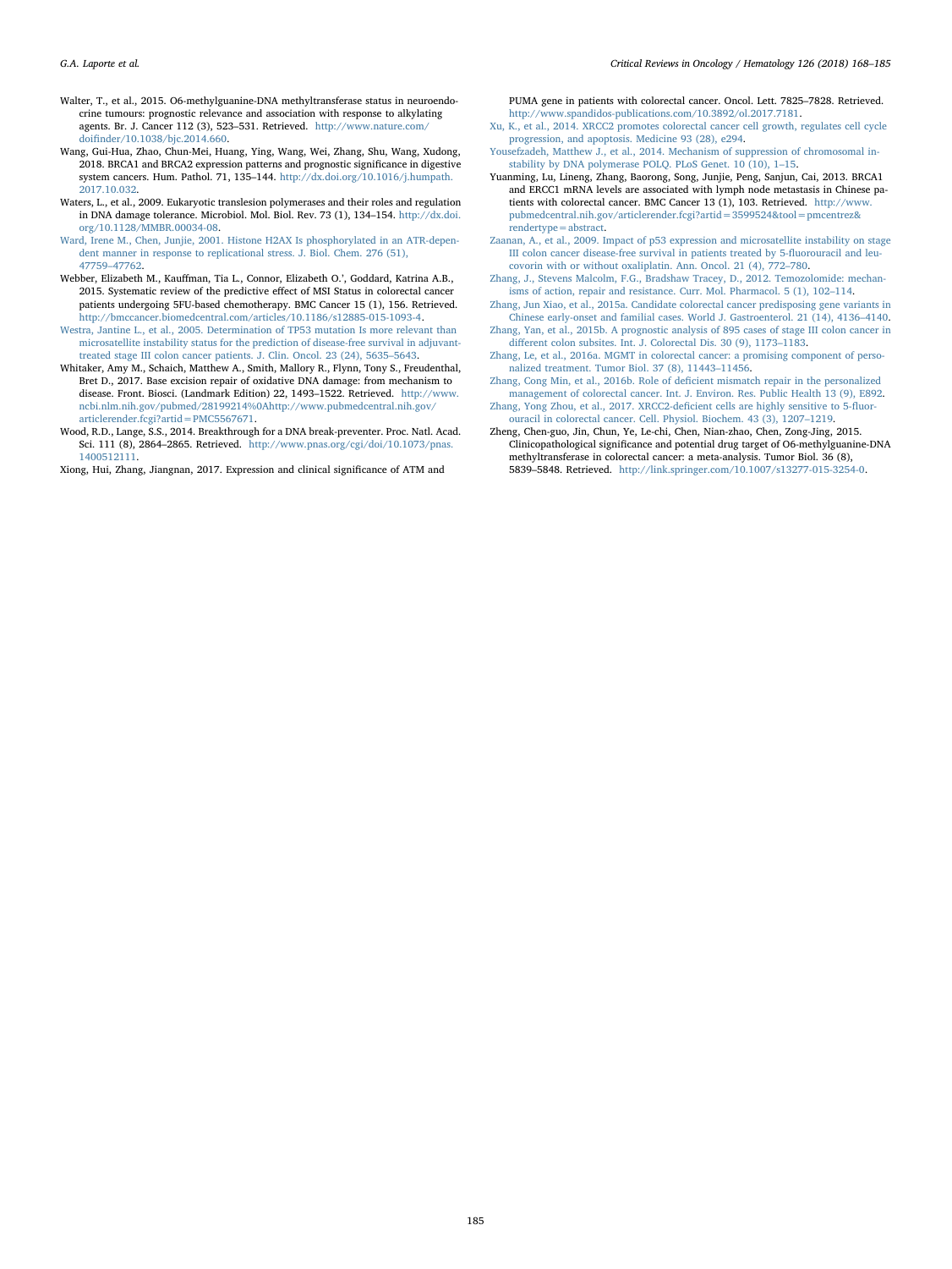Walter, T., et al., 2015. O6-methylguanine-DNA methyltransferase status in neuroendocrine tumours: prognostic relevance and association with response to alkylating agents. Br. J. Cancer 112 (3), 523–531. Retrieved. http://www.nature.com/doifinder/10.1038/bjc.2014.660.

Wang, Gui-Hua, Zhao, Chun-Mei, Huang, Ying, Wang, Wei, Zhang, Shu, Wang, Xudong, 2018. BRCA1 and BRCA2 expression patterns and prognostic significance in digestive system cancers. Hum. Pathol. 71, 135–144. http://dx.doi.org/10.1016/j.humpath.2017.10.032.

Waters, L., et al., 2009. Eukaryotic translesion polymerases and their roles and regulation in DNA damage tolerance. Microbiol. Mol. Biol. Rev. 73 (1), 134–154. http://dx.doi.org/10.1128/MMBR.00034-08.

Ward, Irene M., Chen, Junjie, 2001. Histone H2AX Is phosphorylated in an ATR-dependent manner in response to replicational stress. J. Biol. Chem. 276 (51), 47759–47762.

Webber, Elizabeth M., Kauffman, Tia L., Connor, Elizabeth O.', Goddard, Katrina A.B., 2015. Systematic review of the predictive effect of MSI Status in colorectal cancer patients undergoing 5FU-based chemotherapy. BMC Cancer 15 (1), 156. Retrieved. http://bmccancer.biomedcentral.com/articles/10.1186/s12885-015-1093-4.

Westra, Jantine L., et al., 2005. Determination of TP53 mutation Is more relevant than microsatellite instability status for the prediction of disease-free survival in adjuvant-treated stage III colon cancer patients. J. Clin. Oncol. 23 (24), 5635–5643.

Whitaker, Amy M., Schaich, Matthew A., Smith, Mallory R., Flynn, Tony S., Freudenthal, Bret D., 2017. Base excision repair of oxidative DNA damage: from mechanism to disease. Front. Biosci. (Landmark Edition) 22, 1493–1522. Retrieved. http://www.ncbi.nlm.nih.gov/pubmed/28199214%0Ahttp://www.pubmedcentral.nih.gov/articlerender.fcgi?artid=PMC5567671.

Wood, R.D., Lange, S.S., 2014. Breakthrough for a DNA break-preventer. Proc. Natl. Acad. Sci. 111 (8), 2864–2865. Retrieved. http://www.pnas.org/cgi/doi/10.1073/pnas.1400512111.

Xiong, Hui, Zhang, Jiangnan, 2017. Expression and clinical significance of ATM and PUMA gene in patients with colorectal cancer. Oncol. Lett. 7825–7828. Retrieved. http://www.spandidos-publications.com/10.3892/ol.2017.7181.

Xu, K., et al., 2014. XRCC2 promotes colorectal cancer cell growth, regulates cell cycle progression, and apoptosis. Medicine 93 (28), e294.

Yousefzadeh, Matthew J., et al., 2014. Mechanism of suppression of chromosomal instability by DNA polymerase POLQ. PLoS Genet. 10 (10), 1–15.

Yuanming, Lu, Lineng, Zhang, Baorong, Song, Junjie, Peng, Sanjun, Cai, 2013. BRCA1 and ERCC1 mRNA levels are associated with lymph node metastasis in Chinese patients with colorectal cancer. BMC Cancer 13 (1), 103. Retrieved. http://www.pubmedcentral.nih.gov/articlerender.fcgi?artid=3599524&tool=pmcentrez&rendertype=abstract.

Zaanan, A., et al., 2009. Impact of p53 expression and microsatellite instability on stage III colon cancer disease-free survival in patients treated by 5-fluorouracil and leucovorin with or without oxaliplatin. Ann. Oncol. 21 (4), 772–780.

Zhang, J., Stevens Malcolm, F.G., Bradshaw Tracey, D., 2012. Temozolomide: mechanisms of action, repair and resistance. Curr. Mol. Pharmacol. 5 (1), 102–114.

Zhang, Jun Xiao, et al., 2015a. Candidate colorectal cancer predisposing gene variants in Chinese early-onset and familial cases. World J. Gastroenterol. 21 (14), 4136–4140.

Zhang, Yan, et al., 2015b. A prognostic analysis of 895 cases of stage III colon cancer in different colon subsites. Int. J. Colorectal Dis. 30 (9), 1173–1183.

Zhang, Le, et al., 2016a. MGMT in colorectal cancer: a promising component of personalized treatment. Tumor Biol. 37 (8), 11443–11456.

Zhang, Cong Min, et al., 2016b. Role of deficient mismatch repair in the personalized management of colorectal cancer. Int. J. Environ. Res. Public Health 13 (9), E892.

Zhang, Yong Zhou, et al., 2017. XRCC2-deficient cells are highly sensitive to 5-fluorouracil in colorectal cancer. Cell. Physiol. Biochem. 43 (3), 1207–1219.

Zheng, Chen-guo, Jin, Chun, Ye, Le-chi, Chen, Nian-zhao, Chen, Zong-Jing, 2015. Clinicopathological significance and potential drug target of O6-methylguanine-DNA methyltransferase in colorectal cancer: a meta-analysis. Tumor Biol. 36 (8), 5839–5848. Retrieved. http://link.springer.com/10.1007/s13277-015-3254-0.